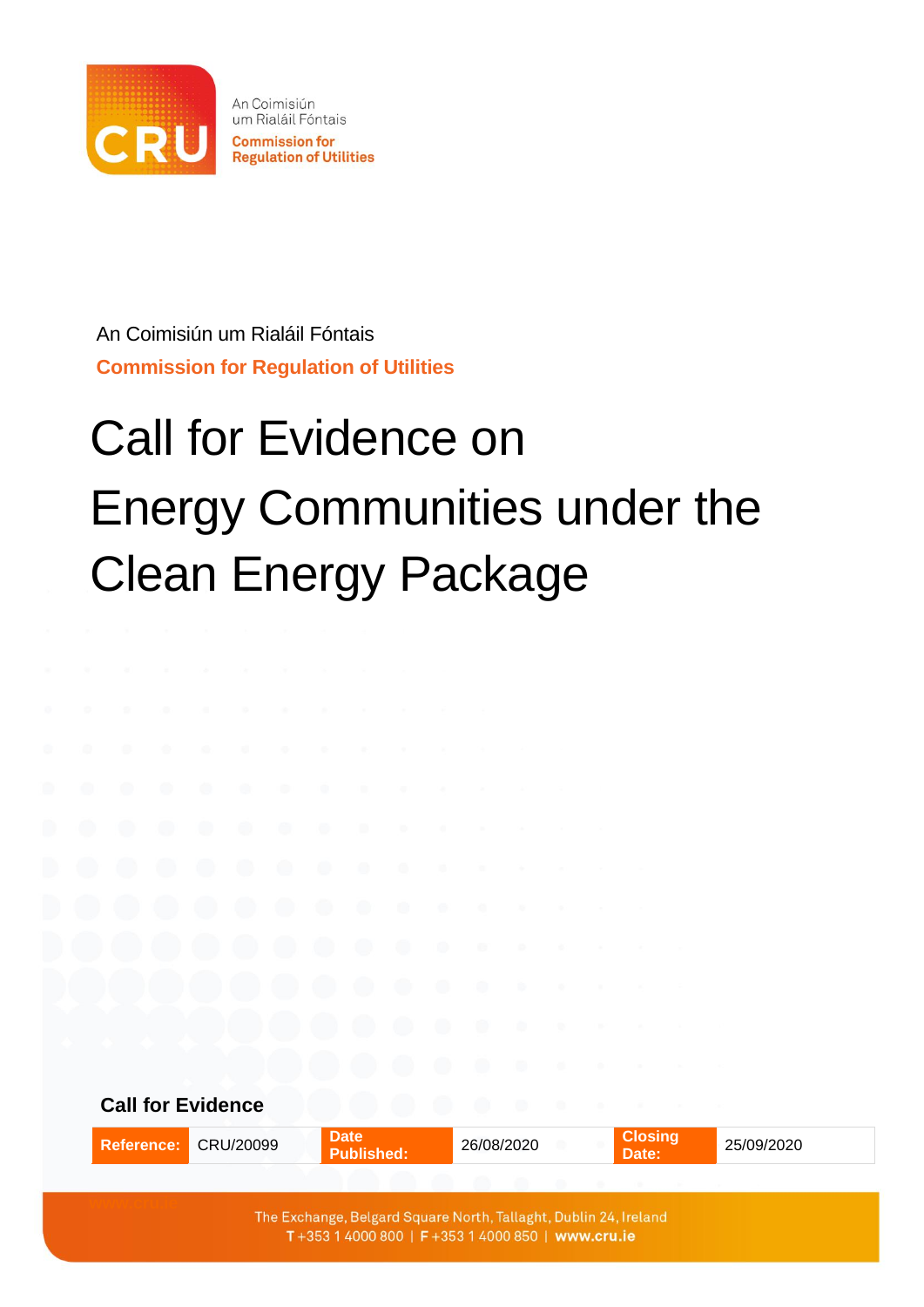An Coimisiún um Rialáil Fóntais

**Commission for Regulation of Utilities**

# Call for Evidence on Energy Communities under the Clean Energy Package

**Call for Evidence**

| | | | | | |
|---|---|---|---|---|---|
| **Reference:** | CRU/20099 | **Date Published:** | 26/08/2020 | **Closing Date:** | 25/09/2020 |

The Exchange, Belgard Square North, Tallaght, Dublin 24, Ireland
T +353 1 4000 800 | F +353 1 4000 850 | www.cru.ie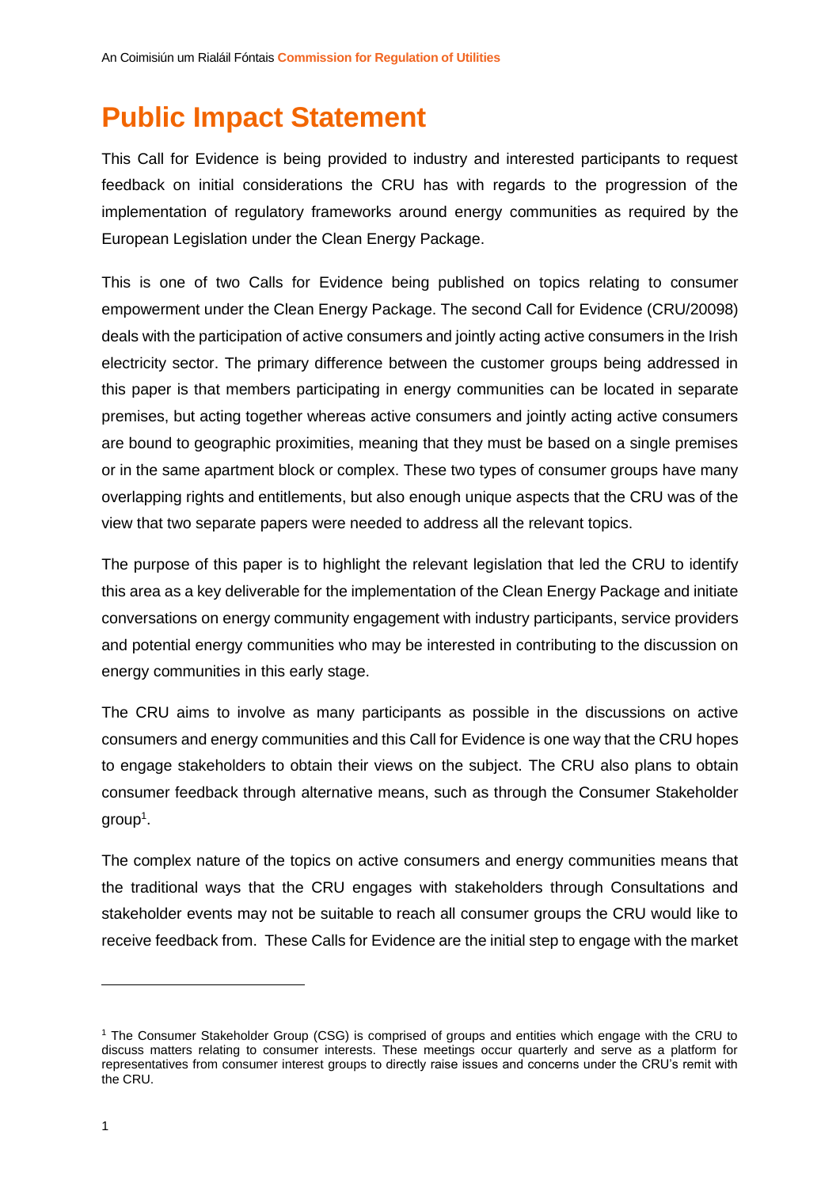# Public Impact Statement

This Call for Evidence is being provided to industry and interested participants to request feedback on initial considerations the CRU has with regards to the progression of the implementation of regulatory frameworks around energy communities as required by the European Legislation under the Clean Energy Package.

This is one of two Calls for Evidence being published on topics relating to consumer empowerment under the Clean Energy Package. The second Call for Evidence (CRU/20098) deals with the participation of active consumers and jointly acting active consumers in the Irish electricity sector. The primary difference between the customer groups being addressed in this paper is that members participating in energy communities can be located in separate premises, but acting together whereas active consumers and jointly acting active consumers are bound to geographic proximities, meaning that they must be based on a single premises or in the same apartment block or complex. These two types of consumer groups have many overlapping rights and entitlements, but also enough unique aspects that the CRU was of the view that two separate papers were needed to address all the relevant topics.

The purpose of this paper is to highlight the relevant legislation that led the CRU to identify this area as a key deliverable for the implementation of the Clean Energy Package and initiate conversations on energy community engagement with industry participants, service providers and potential energy communities who may be interested in contributing to the discussion on energy communities in this early stage.

The CRU aims to involve as many participants as possible in the discussions on active consumers and energy communities and this Call for Evidence is one way that the CRU hopes to engage stakeholders to obtain their views on the subject. The CRU also plans to obtain consumer feedback through alternative means, such as through the Consumer Stakeholder group[1].

The complex nature of the topics on active consumers and energy communities means that the traditional ways that the CRU engages with stakeholders through Consultations and stakeholder events may not be suitable to reach all consumer groups the CRU would like to receive feedback from. These Calls for Evidence are the initial step to engage with the market

[1] The Consumer Stakeholder Group (CSG) is comprised of groups and entities which engage with the CRU to discuss matters relating to consumer interests. These meetings occur quarterly and serve as a platform for representatives from consumer interest groups to directly raise issues and concerns under the CRU's remit with the CRU.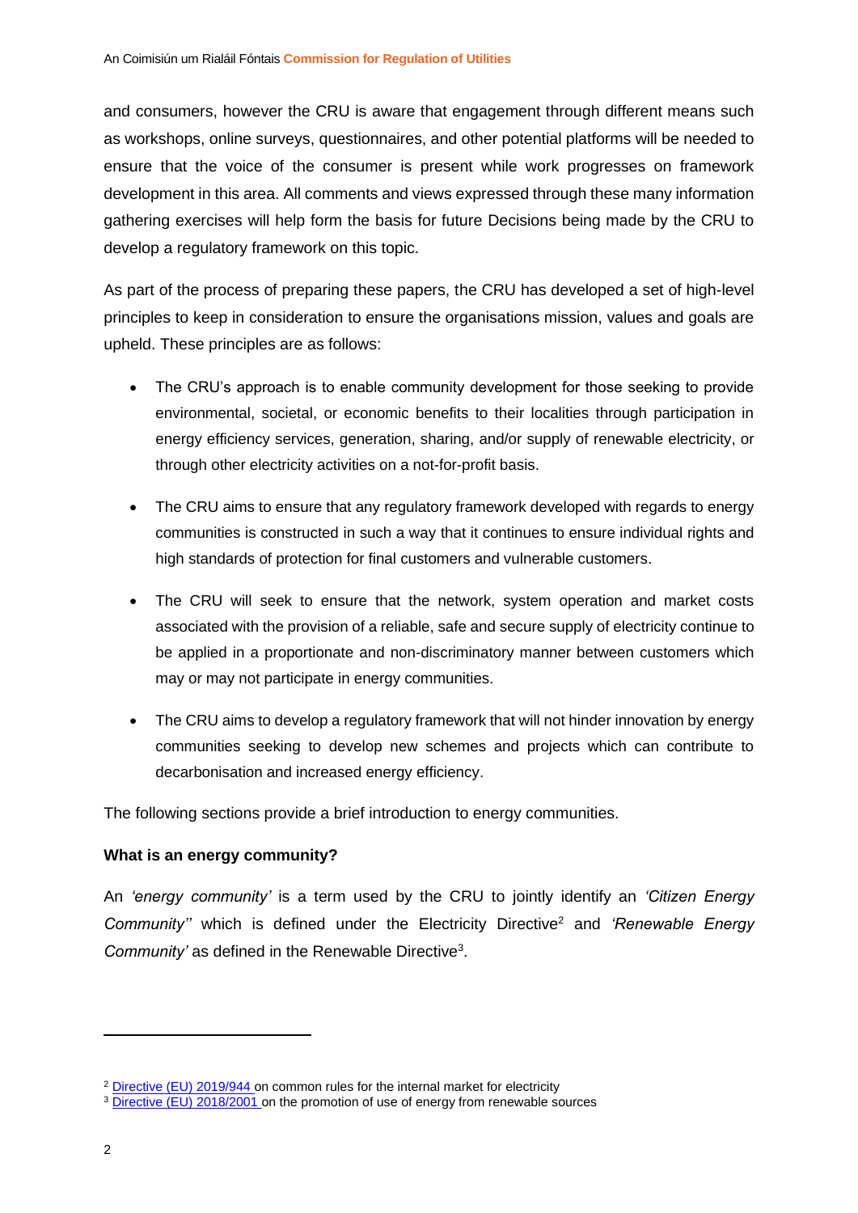and consumers, however the CRU is aware that engagement through different means such as workshops, online surveys, questionnaires, and other potential platforms will be needed to ensure that the voice of the consumer is present while work progresses on framework development in this area. All comments and views expressed through these many information gathering exercises will help form the basis for future Decisions being made by the CRU to develop a regulatory framework on this topic.

As part of the process of preparing these papers, the CRU has developed a set of high-level principles to keep in consideration to ensure the organisations mission, values and goals are upheld. These principles are as follows:

- The CRU's approach is to enable community development for those seeking to provide environmental, societal, or economic benefits to their localities through participation in energy efficiency services, generation, sharing, and/or supply of renewable electricity, or through other electricity activities on a not-for-profit basis.
- The CRU aims to ensure that any regulatory framework developed with regards to energy communities is constructed in such a way that it continues to ensure individual rights and high standards of protection for final customers and vulnerable customers.
- The CRU will seek to ensure that the network, system operation and market costs associated with the provision of a reliable, safe and secure supply of electricity continue to be applied in a proportionate and non-discriminatory manner between customers which may or may not participate in energy communities.
- The CRU aims to develop a regulatory framework that will not hinder innovation by energy communities seeking to develop new schemes and projects which can contribute to decarbonisation and increased energy efficiency.

The following sections provide a brief introduction to energy communities.

**What is an energy community?**

An *'energy community'* is a term used by the CRU to jointly identify an *'Citizen Energy Community''* which is defined under the Electricity Directive[2] and *'Renewable Energy Community'* as defined in the Renewable Directive[3].

[2] Directive (EU) 2019/944 on common rules for the internal market for electricity

[3] Directive (EU) 2018/2001 on the promotion of use of energy from renewable sources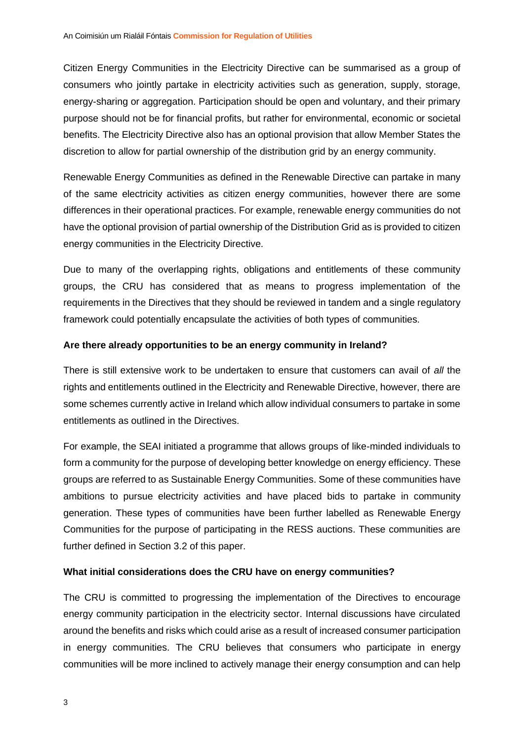Citizen Energy Communities in the Electricity Directive can be summarised as a group of consumers who jointly partake in electricity activities such as generation, supply, storage, energy-sharing or aggregation. Participation should be open and voluntary, and their primary purpose should not be for financial profits, but rather for environmental, economic or societal benefits. The Electricity Directive also has an optional provision that allow Member States the discretion to allow for partial ownership of the distribution grid by an energy community.

Renewable Energy Communities as defined in the Renewable Directive can partake in many of the same electricity activities as citizen energy communities, however there are some differences in their operational practices. For example, renewable energy communities do not have the optional provision of partial ownership of the Distribution Grid as is provided to citizen energy communities in the Electricity Directive.

Due to many of the overlapping rights, obligations and entitlements of these community groups, the CRU has considered that as means to progress implementation of the requirements in the Directives that they should be reviewed in tandem and a single regulatory framework could potentially encapsulate the activities of both types of communities.

**Are there already opportunities to be an energy community in Ireland?**

There is still extensive work to be undertaken to ensure that customers can avail of *all* the rights and entitlements outlined in the Electricity and Renewable Directive, however, there are some schemes currently active in Ireland which allow individual consumers to partake in some entitlements as outlined in the Directives.

For example, the SEAI initiated a programme that allows groups of like-minded individuals to form a community for the purpose of developing better knowledge on energy efficiency. These groups are referred to as Sustainable Energy Communities. Some of these communities have ambitions to pursue electricity activities and have placed bids to partake in community generation. These types of communities have been further labelled as Renewable Energy Communities for the purpose of participating in the RESS auctions. These communities are further defined in Section 3.2 of this paper.

**What initial considerations does the CRU have on energy communities?**

The CRU is committed to progressing the implementation of the Directives to encourage energy community participation in the electricity sector. Internal discussions have circulated around the benefits and risks which could arise as a result of increased consumer participation in energy communities. The CRU believes that consumers who participate in energy communities will be more inclined to actively manage their energy consumption and can help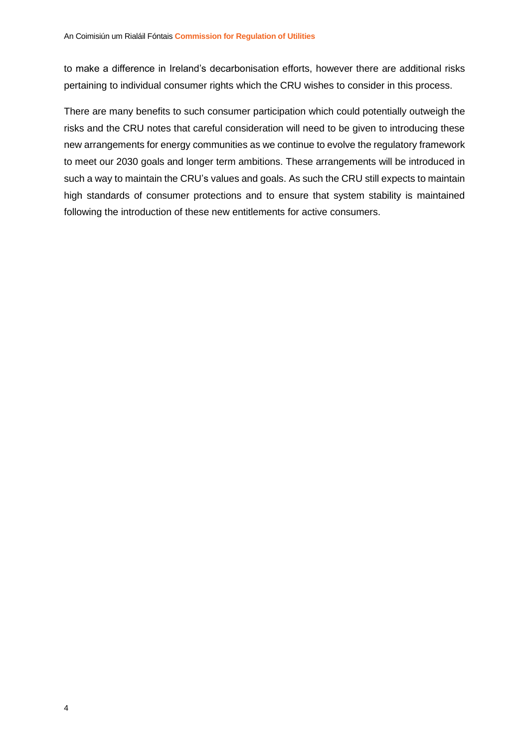to make a difference in Ireland's decarbonisation efforts, however there are additional risks pertaining to individual consumer rights which the CRU wishes to consider in this process.

There are many benefits to such consumer participation which could potentially outweigh the risks and the CRU notes that careful consideration will need to be given to introducing these new arrangements for energy communities as we continue to evolve the regulatory framework to meet our 2030 goals and longer term ambitions. These arrangements will be introduced in such a way to maintain the CRU's values and goals. As such the CRU still expects to maintain high standards of consumer protections and to ensure that system stability is maintained following the introduction of these new entitlements for active consumers.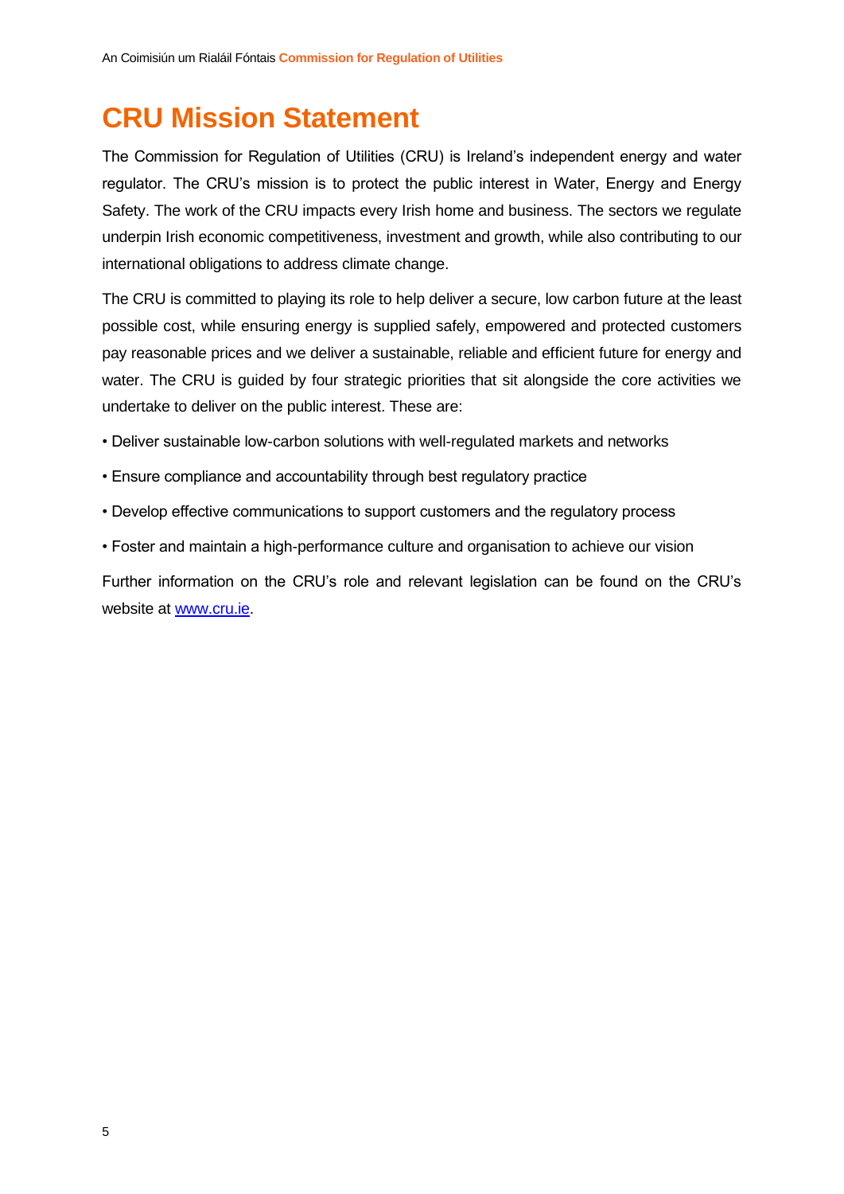# CRU Mission Statement

The Commission for Regulation of Utilities (CRU) is Ireland's independent energy and water regulator. The CRU's mission is to protect the public interest in Water, Energy and Energy Safety. The work of the CRU impacts every Irish home and business. The sectors we regulate underpin Irish economic competitiveness, investment and growth, while also contributing to our international obligations to address climate change.

The CRU is committed to playing its role to help deliver a secure, low carbon future at the least possible cost, while ensuring energy is supplied safely, empowered and protected customers pay reasonable prices and we deliver a sustainable, reliable and efficient future for energy and water. The CRU is guided by four strategic priorities that sit alongside the core activities we undertake to deliver on the public interest. These are:

- Deliver sustainable low-carbon solutions with well-regulated markets and networks
- Ensure compliance and accountability through best regulatory practice
- Develop effective communications to support customers and the regulatory process
- Foster and maintain a high-performance culture and organisation to achieve our vision

Further information on the CRU's role and relevant legislation can be found on the CRU's website at [www.cru.ie](http://www.cru.ie).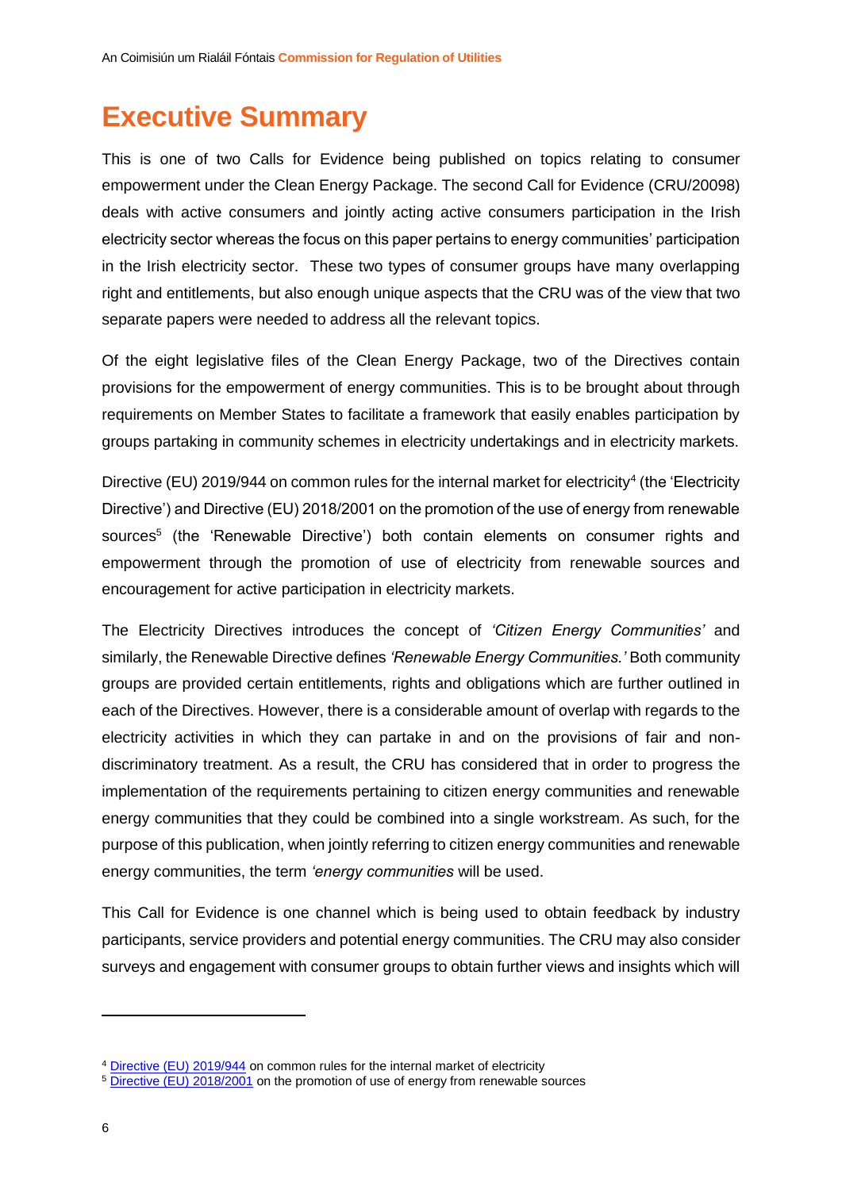# Executive Summary

This is one of two Calls for Evidence being published on topics relating to consumer empowerment under the Clean Energy Package. The second Call for Evidence (CRU/20098) deals with active consumers and jointly acting active consumers participation in the Irish electricity sector whereas the focus on this paper pertains to energy communities' participation in the Irish electricity sector. These two types of consumer groups have many overlapping right and entitlements, but also enough unique aspects that the CRU was of the view that two separate papers were needed to address all the relevant topics.

Of the eight legislative files of the Clean Energy Package, two of the Directives contain provisions for the empowerment of energy communities. This is to be brought about through requirements on Member States to facilitate a framework that easily enables participation by groups partaking in community schemes in electricity undertakings and in electricity markets.

Directive (EU) 2019/944 on common rules for the internal market for electricity[4] (the 'Electricity Directive') and Directive (EU) 2018/2001 on the promotion of the use of energy from renewable sources[5] (the 'Renewable Directive') both contain elements on consumer rights and empowerment through the promotion of use of electricity from renewable sources and encouragement for active participation in electricity markets.

The Electricity Directives introduces the concept of *'Citizen Energy Communities'* and similarly, the Renewable Directive defines *'Renewable Energy Communities.'* Both community groups are provided certain entitlements, rights and obligations which are further outlined in each of the Directives. However, there is a considerable amount of overlap with regards to the electricity activities in which they can partake in and on the provisions of fair and non-discriminatory treatment. As a result, the CRU has considered that in order to progress the implementation of the requirements pertaining to citizen energy communities and renewable energy communities that they could be combined into a single workstream. As such, for the purpose of this publication, when jointly referring to citizen energy communities and renewable energy communities, the term *'energy communities* will be used.

This Call for Evidence is one channel which is being used to obtain feedback by industry participants, service providers and potential energy communities. The CRU may also consider surveys and engagement with consumer groups to obtain further views and insights which will

[4] Directive (EU) 2019/944 on common rules for the internal market of electricity

[5] Directive (EU) 2018/2001 on the promotion of use of energy from renewable sources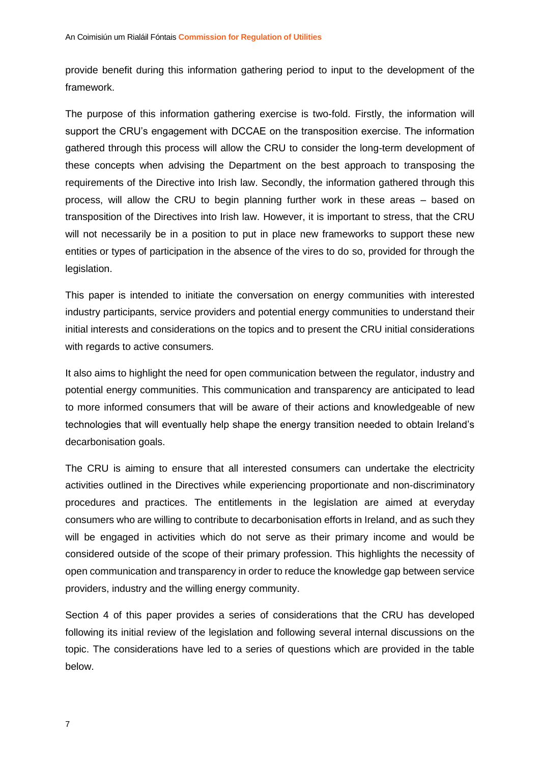provide benefit during this information gathering period to input to the development of the framework.

The purpose of this information gathering exercise is two-fold. Firstly, the information will support the CRU's engagement with DCCAE on the transposition exercise. The information gathered through this process will allow the CRU to consider the long-term development of these concepts when advising the Department on the best approach to transposing the requirements of the Directive into Irish law. Secondly, the information gathered through this process, will allow the CRU to begin planning further work in these areas – based on transposition of the Directives into Irish law. However, it is important to stress, that the CRU will not necessarily be in a position to put in place new frameworks to support these new entities or types of participation in the absence of the vires to do so, provided for through the legislation.

This paper is intended to initiate the conversation on energy communities with interested industry participants, service providers and potential energy communities to understand their initial interests and considerations on the topics and to present the CRU initial considerations with regards to active consumers.

It also aims to highlight the need for open communication between the regulator, industry and potential energy communities. This communication and transparency are anticipated to lead to more informed consumers that will be aware of their actions and knowledgeable of new technologies that will eventually help shape the energy transition needed to obtain Ireland's decarbonisation goals.

The CRU is aiming to ensure that all interested consumers can undertake the electricity activities outlined in the Directives while experiencing proportionate and non-discriminatory procedures and practices. The entitlements in the legislation are aimed at everyday consumers who are willing to contribute to decarbonisation efforts in Ireland, and as such they will be engaged in activities which do not serve as their primary income and would be considered outside of the scope of their primary profession. This highlights the necessity of open communication and transparency in order to reduce the knowledge gap between service providers, industry and the willing energy community.

Section 4 of this paper provides a series of considerations that the CRU has developed following its initial review of the legislation and following several internal discussions on the topic. The considerations have led to a series of questions which are provided in the table below.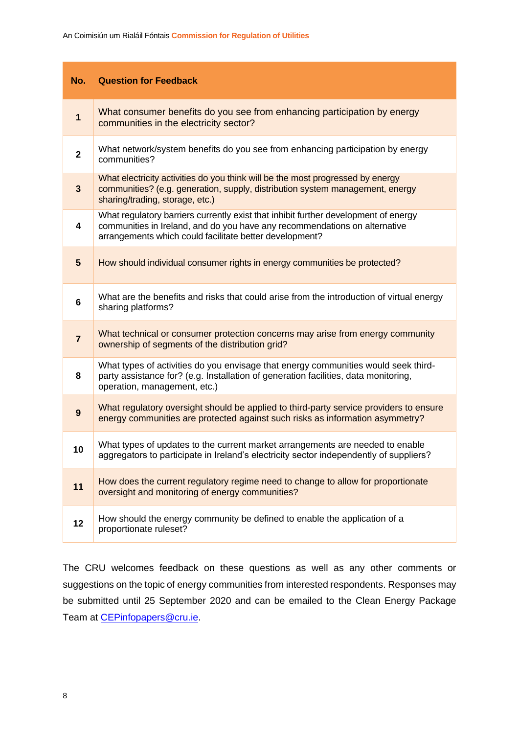| No. | Question for Feedback |
|---|---|
| 1 | What consumer benefits do you see from enhancing participation by energy communities in the electricity sector? |
| 2 | What network/system benefits do you see from enhancing participation by energy communities? |
| 3 | What electricity activities do you think will be the most progressed by energy communities? (e.g. generation, supply, distribution system management, energy sharing/trading, storage, etc.) |
| 4 | What regulatory barriers currently exist that inhibit further development of energy communities in Ireland, and do you have any recommendations on alternative arrangements which could facilitate better development? |
| 5 | How should individual consumer rights in energy communities be protected? |
| 6 | What are the benefits and risks that could arise from the introduction of virtual energy sharing platforms? |
| 7 | What technical or consumer protection concerns may arise from energy community ownership of segments of the distribution grid? |
| 8 | What types of activities do you envisage that energy communities would seek third-party assistance for? (e.g. Installation of generation facilities, data monitoring, operation, management, etc.) |
| 9 | What regulatory oversight should be applied to third-party service providers to ensure energy communities are protected against such risks as information asymmetry? |
| 10 | What types of updates to the current market arrangements are needed to enable aggregators to participate in Ireland's electricity sector independently of suppliers? |
| 11 | How does the current regulatory regime need to change to allow for proportionate oversight and monitoring of energy communities? |
| 12 | How should the energy community be defined to enable the application of a proportionate ruleset? |

The CRU welcomes feedback on these questions as well as any other comments or suggestions on the topic of energy communities from interested respondents. Responses may be submitted until 25 September 2020 and can be emailed to the Clean Energy Package Team at CEPinfopapers@cru.ie.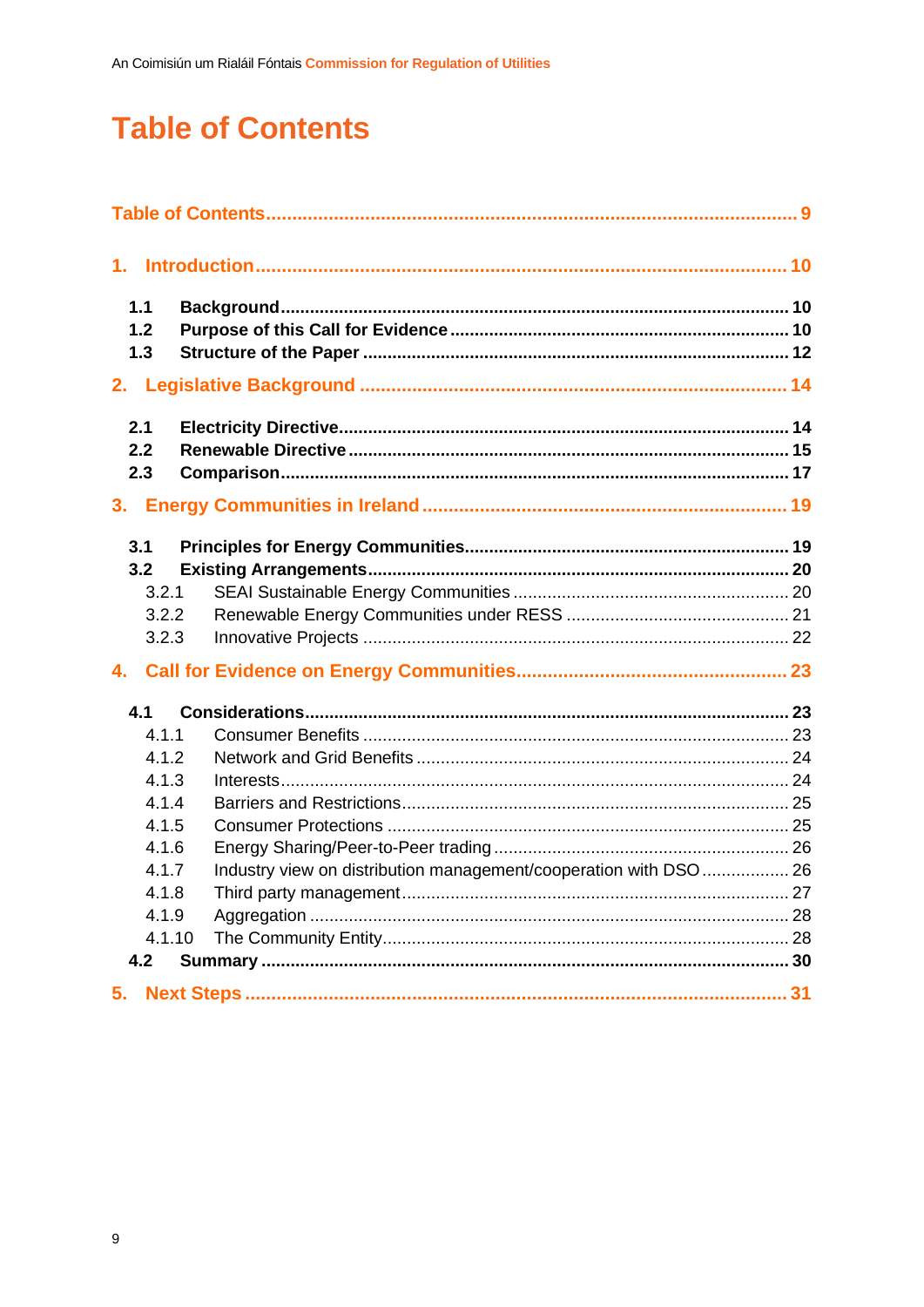# Table of Contents

Table of Contents ........................................................................................................ 9

1. Introduction ........................................................................................................ 10
   - 1.1 Background ........................................................................................................ 10
   - 1.2 Purpose of this Call for Evidence ........................................................................ 10
   - 1.3 Structure of the Paper ........................................................................................ 12

2. Legislative Background ..................................................................................... 14
   - 2.1 Electricity Directive ............................................................................................. 14
   - 2.2 Renewable Directive ........................................................................................... 15
   - 2.3 Comparison ......................................................................................................... 17

3. Energy Communities in Ireland ......................................................................... 19
   - 3.1 Principles for Energy Communities ..................................................................... 19
   - 3.2 Existing Arrangements ........................................................................................ 20
     - 3.2.1 SEAI Sustainable Energy Communities ........................................................ 20
     - 3.2.2 Renewable Energy Communities under RESS ............................................. 21
     - 3.2.3 Innovative Projects ....................................................................................... 22

4. Call for Evidence on Energy Communities ......................................................... 23
   - 4.1 Considerations .................................................................................................... 23
     - 4.1.1 Consumer Benefits ....................................................................................... 23
     - 4.1.2 Network and Grid Benefits ........................................................................... 24
     - 4.1.3 Interests ........................................................................................................ 24
     - 4.1.4 Barriers and Restrictions ............................................................................... 25
     - 4.1.5 Consumer Protections .................................................................................. 25
     - 4.1.6 Energy Sharing/Peer-to-Peer trading ............................................................ 26
     - 4.1.7 Industry view on distribution management/cooperation with DSO ................. 26
     - 4.1.8 Third party management ............................................................................... 27
     - 4.1.9 Aggregation ................................................................................................... 28
     - 4.1.10 The Community Entity ................................................................................. 28
   - 4.2 Summary ............................................................................................................. 30

5. Next Steps ........................................................................................................... 31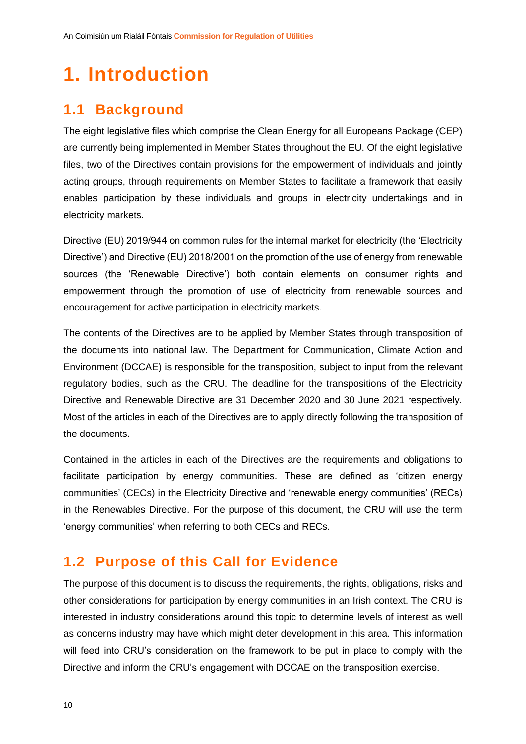# 1. Introduction

## 1.1 Background

The eight legislative files which comprise the Clean Energy for all Europeans Package (CEP) are currently being implemented in Member States throughout the EU. Of the eight legislative files, two of the Directives contain provisions for the empowerment of individuals and jointly acting groups, through requirements on Member States to facilitate a framework that easily enables participation by these individuals and groups in electricity undertakings and in electricity markets.

Directive (EU) 2019/944 on common rules for the internal market for electricity (the 'Electricity Directive') and Directive (EU) 2018/2001 on the promotion of the use of energy from renewable sources (the 'Renewable Directive') both contain elements on consumer rights and empowerment through the promotion of use of electricity from renewable sources and encouragement for active participation in electricity markets.

The contents of the Directives are to be applied by Member States through transposition of the documents into national law. The Department for Communication, Climate Action and Environment (DCCAE) is responsible for the transposition, subject to input from the relevant regulatory bodies, such as the CRU. The deadline for the transpositions of the Electricity Directive and Renewable Directive are 31 December 2020 and 30 June 2021 respectively. Most of the articles in each of the Directives are to apply directly following the transposition of the documents.

Contained in the articles in each of the Directives are the requirements and obligations to facilitate participation by energy communities. These are defined as 'citizen energy communities' (CECs) in the Electricity Directive and 'renewable energy communities' (RECs) in the Renewables Directive. For the purpose of this document, the CRU will use the term 'energy communities' when referring to both CECs and RECs.

## 1.2 Purpose of this Call for Evidence

The purpose of this document is to discuss the requirements, the rights, obligations, risks and other considerations for participation by energy communities in an Irish context. The CRU is interested in industry considerations around this topic to determine levels of interest as well as concerns industry may have which might deter development in this area. This information will feed into CRU's consideration on the framework to be put in place to comply with the Directive and inform the CRU's engagement with DCCAE on the transposition exercise.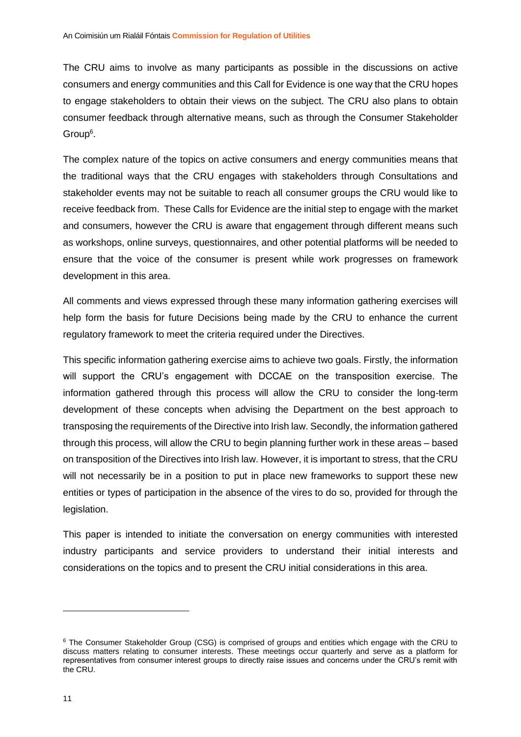The CRU aims to involve as many participants as possible in the discussions on active consumers and energy communities and this Call for Evidence is one way that the CRU hopes to engage stakeholders to obtain their views on the subject. The CRU also plans to obtain consumer feedback through alternative means, such as through the Consumer Stakeholder Group[6].

The complex nature of the topics on active consumers and energy communities means that the traditional ways that the CRU engages with stakeholders through Consultations and stakeholder events may not be suitable to reach all consumer groups the CRU would like to receive feedback from. These Calls for Evidence are the initial step to engage with the market and consumers, however the CRU is aware that engagement through different means such as workshops, online surveys, questionnaires, and other potential platforms will be needed to ensure that the voice of the consumer is present while work progresses on framework development in this area.

All comments and views expressed through these many information gathering exercises will help form the basis for future Decisions being made by the CRU to enhance the current regulatory framework to meet the criteria required under the Directives.

This specific information gathering exercise aims to achieve two goals. Firstly, the information will support the CRU's engagement with DCCAE on the transposition exercise. The information gathered through this process will allow the CRU to consider the long-term development of these concepts when advising the Department on the best approach to transposing the requirements of the Directive into Irish law. Secondly, the information gathered through this process, will allow the CRU to begin planning further work in these areas – based on transposition of the Directives into Irish law. However, it is important to stress, that the CRU will not necessarily be in a position to put in place new frameworks to support these new entities or types of participation in the absence of the vires to do so, provided for through the legislation.

This paper is intended to initiate the conversation on energy communities with interested industry participants and service providers to understand their initial interests and considerations on the topics and to present the CRU initial considerations in this area.

[6] The Consumer Stakeholder Group (CSG) is comprised of groups and entities which engage with the CRU to discuss matters relating to consumer interests. These meetings occur quarterly and serve as a platform for representatives from consumer interest groups to directly raise issues and concerns under the CRU's remit with the CRU.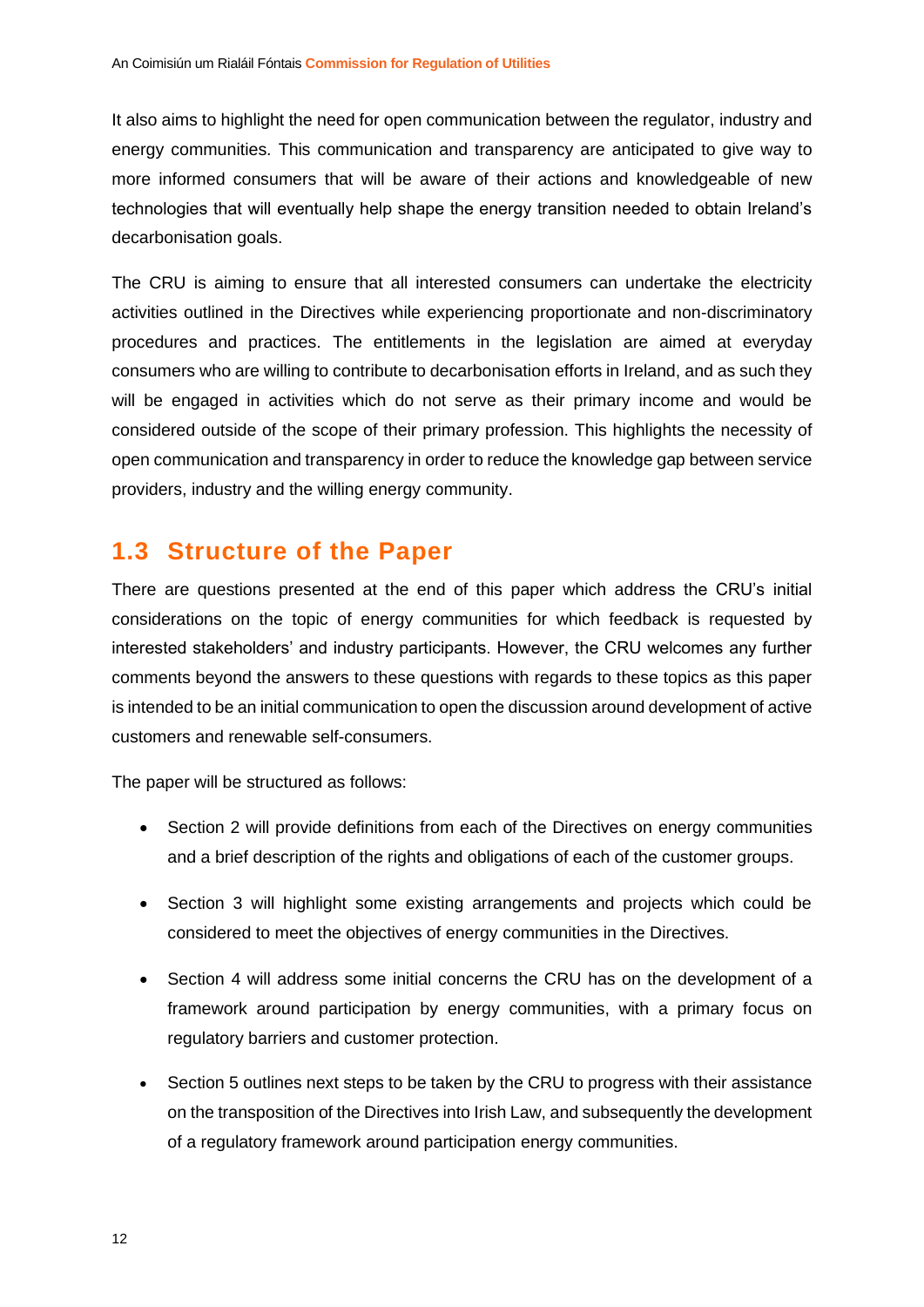It also aims to highlight the need for open communication between the regulator, industry and energy communities. This communication and transparency are anticipated to give way to more informed consumers that will be aware of their actions and knowledgeable of new technologies that will eventually help shape the energy transition needed to obtain Ireland's decarbonisation goals.

The CRU is aiming to ensure that all interested consumers can undertake the electricity activities outlined in the Directives while experiencing proportionate and non-discriminatory procedures and practices. The entitlements in the legislation are aimed at everyday consumers who are willing to contribute to decarbonisation efforts in Ireland, and as such they will be engaged in activities which do not serve as their primary income and would be considered outside of the scope of their primary profession. This highlights the necessity of open communication and transparency in order to reduce the knowledge gap between service providers, industry and the willing energy community.

## 1.3 Structure of the Paper

There are questions presented at the end of this paper which address the CRU's initial considerations on the topic of energy communities for which feedback is requested by interested stakeholders' and industry participants. However, the CRU welcomes any further comments beyond the answers to these questions with regards to these topics as this paper is intended to be an initial communication to open the discussion around development of active customers and renewable self-consumers.

The paper will be structured as follows:

- Section 2 will provide definitions from each of the Directives on energy communities and a brief description of the rights and obligations of each of the customer groups.
- Section 3 will highlight some existing arrangements and projects which could be considered to meet the objectives of energy communities in the Directives.
- Section 4 will address some initial concerns the CRU has on the development of a framework around participation by energy communities, with a primary focus on regulatory barriers and customer protection.
- Section 5 outlines next steps to be taken by the CRU to progress with their assistance on the transposition of the Directives into Irish Law, and subsequently the development of a regulatory framework around participation energy communities.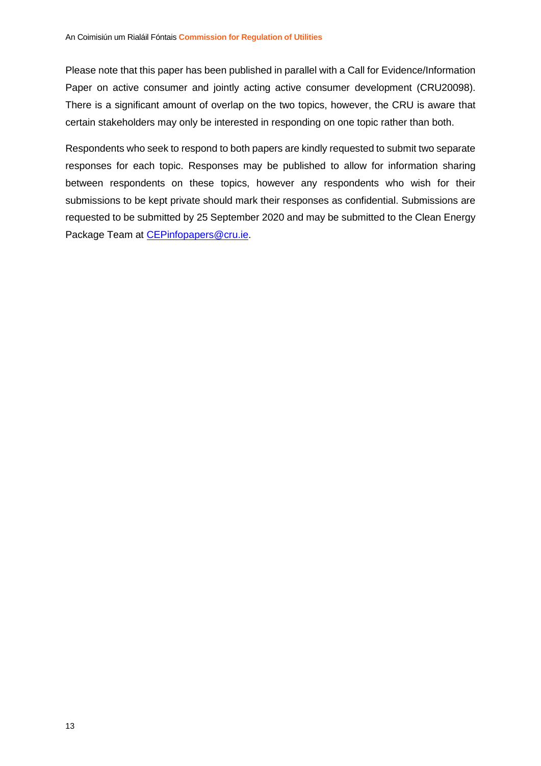Please note that this paper has been published in parallel with a Call for Evidence/Information Paper on active consumer and jointly acting active consumer development (CRU20098). There is a significant amount of overlap on the two topics, however, the CRU is aware that certain stakeholders may only be interested in responding on one topic rather than both.

Respondents who seek to respond to both papers are kindly requested to submit two separate responses for each topic. Responses may be published to allow for information sharing between respondents on these topics, however any respondents who wish for their submissions to be kept private should mark their responses as confidential. Submissions are requested to be submitted by 25 September 2020 and may be submitted to the Clean Energy Package Team at CEPinfopapers@cru.ie.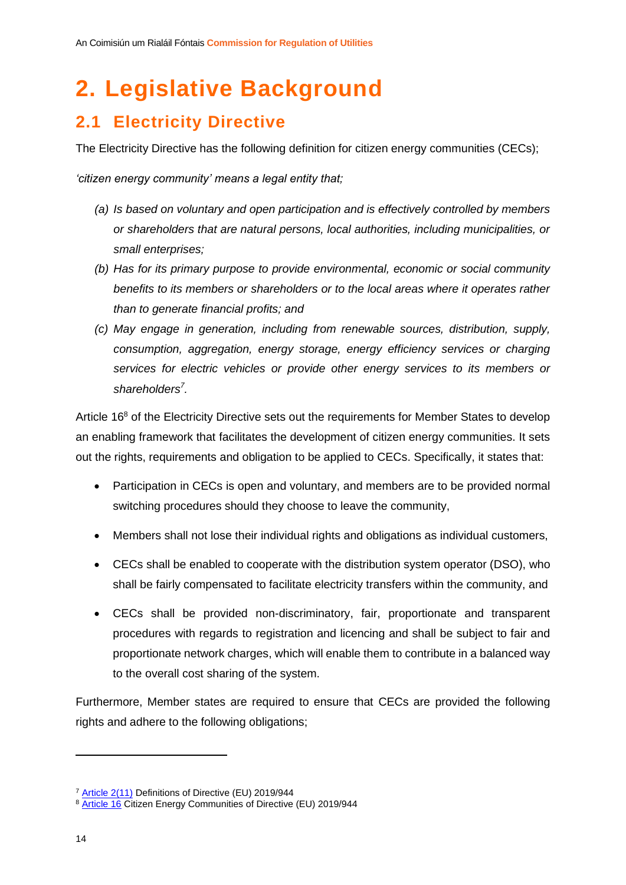# 2. Legislative Background

## 2.1 Electricity Directive

The Electricity Directive has the following definition for citizen energy communities (CECs);

*'citizen energy community' means a legal entity that;*

*(a) Is based on voluntary and open participation and is effectively controlled by members or shareholders that are natural persons, local authorities, including municipalities, or small enterprises;*

*(b) Has for its primary purpose to provide environmental, economic or social community benefits to its members or shareholders or to the local areas where it operates rather than to generate financial profits; and*

*(c) May engage in generation, including from renewable sources, distribution, supply, consumption, aggregation, energy storage, energy efficiency services or charging services for electric vehicles or provide other energy services to its members or shareholders[7].*

Article 16[8] of the Electricity Directive sets out the requirements for Member States to develop an enabling framework that facilitates the development of citizen energy communities. It sets out the rights, requirements and obligation to be applied to CECs. Specifically, it states that:

- Participation in CECs is open and voluntary, and members are to be provided normal switching procedures should they choose to leave the community,
- Members shall not lose their individual rights and obligations as individual customers,
- CECs shall be enabled to cooperate with the distribution system operator (DSO), who shall be fairly compensated to facilitate electricity transfers within the community, and
- CECs shall be provided non-discriminatory, fair, proportionate and transparent procedures with regards to registration and licencing and shall be subject to fair and proportionate network charges, which will enable them to contribute in a balanced way to the overall cost sharing of the system.

Furthermore, Member states are required to ensure that CECs are provided the following rights and adhere to the following obligations;

[7] Article 2(11) Definitions of Directive (EU) 2019/944

[8] Article 16 Citizen Energy Communities of Directive (EU) 2019/944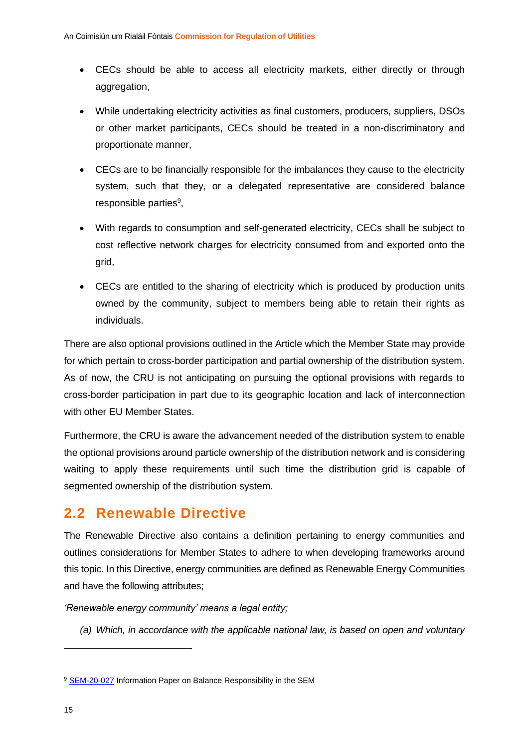- CECs should be able to access all electricity markets, either directly or through aggregation,
- While undertaking electricity activities as final customers, producers, suppliers, DSOs or other market participants, CECs should be treated in a non-discriminatory and proportionate manner,
- CECs are to be financially responsible for the imbalances they cause to the electricity system, such that they, or a delegated representative are considered balance responsible parties[9],
- With regards to consumption and self-generated electricity, CECs shall be subject to cost reflective network charges for electricity consumed from and exported onto the grid,
- CECs are entitled to the sharing of electricity which is produced by production units owned by the community, subject to members being able to retain their rights as individuals.

There are also optional provisions outlined in the Article which the Member State may provide for which pertain to cross-border participation and partial ownership of the distribution system. As of now, the CRU is not anticipating on pursuing the optional provisions with regards to cross-border participation in part due to its geographic location and lack of interconnection with other EU Member States.

Furthermore, the CRU is aware the advancement needed of the distribution system to enable the optional provisions around particle ownership of the distribution network and is considering waiting to apply these requirements until such time the distribution grid is capable of segmented ownership of the distribution system.

## 2.2 Renewable Directive

The Renewable Directive also contains a definition pertaining to energy communities and outlines considerations for Member States to adhere to when developing frameworks around this topic. In this Directive, energy communities are defined as Renewable Energy Communities and have the following attributes;

*'Renewable energy community' means a legal entity;*

*(a) Which, in accordance with the applicable national law, is based on open and voluntary*

[9] SEM-20-027 Information Paper on Balance Responsibility in the SEM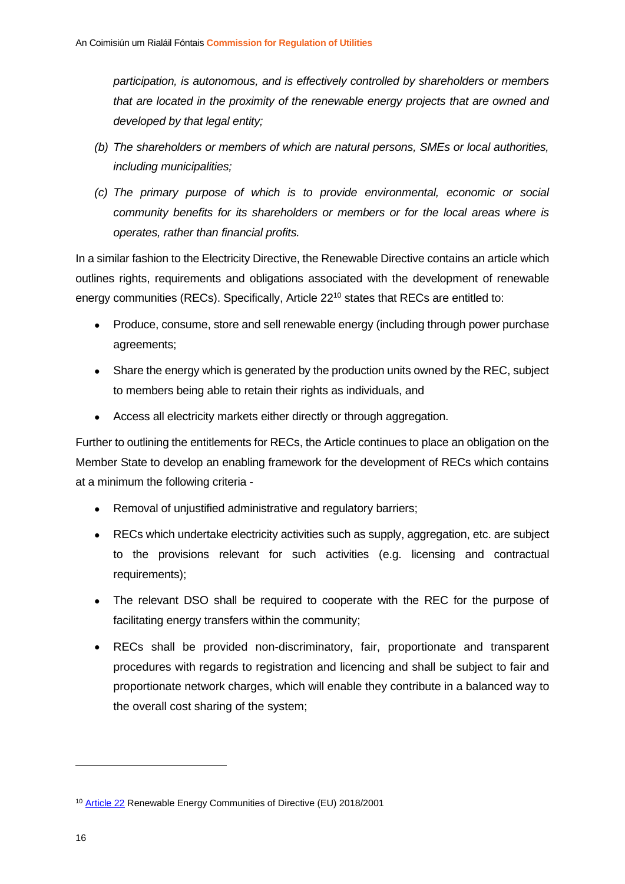*participation, is autonomous, and is effectively controlled by shareholders or members that are located in the proximity of the renewable energy projects that are owned and developed by that legal entity;*

*(b) The shareholders or members of which are natural persons, SMEs or local authorities, including municipalities;*

*(c) The primary purpose of which is to provide environmental, economic or social community benefits for its shareholders or members or for the local areas where is operates, rather than financial profits.*

In a similar fashion to the Electricity Directive, the Renewable Directive contains an article which outlines rights, requirements and obligations associated with the development of renewable energy communities (RECs). Specifically, Article 22[10] states that RECs are entitled to:

- Produce, consume, store and sell renewable energy (including through power purchase agreements;
- Share the energy which is generated by the production units owned by the REC, subject to members being able to retain their rights as individuals, and
- Access all electricity markets either directly or through aggregation.

Further to outlining the entitlements for RECs, the Article continues to place an obligation on the Member State to develop an enabling framework for the development of RECs which contains at a minimum the following criteria -

- Removal of unjustified administrative and regulatory barriers;
- RECs which undertake electricity activities such as supply, aggregation, etc. are subject to the provisions relevant for such activities (e.g. licensing and contractual requirements);
- The relevant DSO shall be required to cooperate with the REC for the purpose of facilitating energy transfers within the community;
- RECs shall be provided non-discriminatory, fair, proportionate and transparent procedures with regards to registration and licencing and shall be subject to fair and proportionate network charges, which will enable they contribute in a balanced way to the overall cost sharing of the system;

---

[10] Article 22 Renewable Energy Communities of Directive (EU) 2018/2001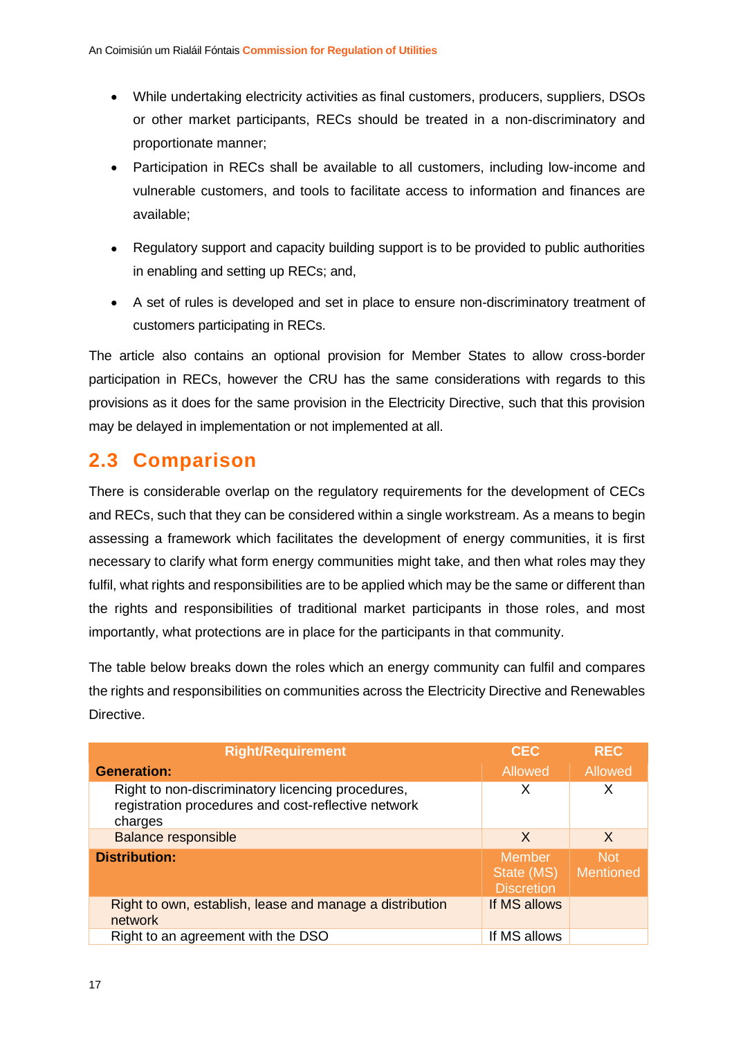- While undertaking electricity activities as final customers, producers, suppliers, DSOs or other market participants, RECs should be treated in a non-discriminatory and proportionate manner;
- Participation in RECs shall be available to all customers, including low-income and vulnerable customers, and tools to facilitate access to information and finances are available;
- Regulatory support and capacity building support is to be provided to public authorities in enabling and setting up RECs; and,
- A set of rules is developed and set in place to ensure non-discriminatory treatment of customers participating in RECs.

The article also contains an optional provision for Member States to allow cross-border participation in RECs, however the CRU has the same considerations with regards to this provisions as it does for the same provision in the Electricity Directive, such that this provision may be delayed in implementation or not implemented at all.

## 2.3 Comparison

There is considerable overlap on the regulatory requirements for the development of CECs and RECs, such that they can be considered within a single workstream. As a means to begin assessing a framework which facilitates the development of energy communities, it is first necessary to clarify what form energy communities might take, and then what roles may they fulfil, what rights and responsibilities are to be applied which may be the same or different than the rights and responsibilities of traditional market participants in those roles, and most importantly, what protections are in place for the participants in that community.

The table below breaks down the roles which an energy community can fulfil and compares the rights and responsibilities on communities across the Electricity Directive and Renewables Directive.

| Right/Requirement | CEC | REC |
|---|---|---|
| **Generation:** | Allowed | Allowed |
| Right to non-discriminatory licencing procedures, registration procedures and cost-reflective network charges | X | X |
| Balance responsible | X | X |
| **Distribution:** | Member State (MS) Discretion | Not Mentioned |
| Right to own, establish, lease and manage a distribution network | If MS allows | |
| Right to an agreement with the DSO | If MS allows | |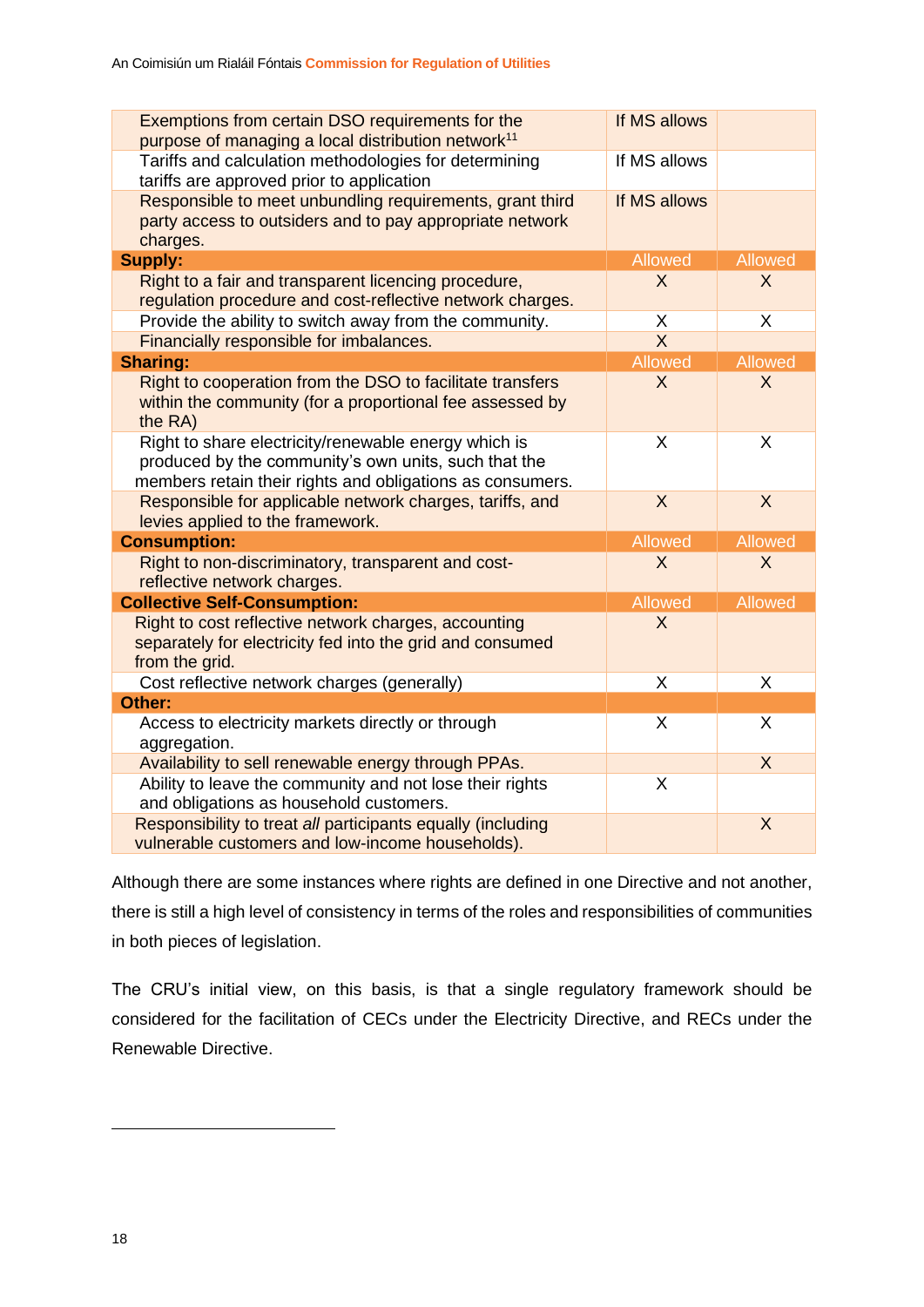| | | |
|---|---|---|
| Exemptions from certain DSO requirements for the purpose of managing a local distribution network[11] | If MS allows | |
| Tariffs and calculation methodologies for determining tariffs are approved prior to application | If MS allows | |
| Responsible to meet unbundling requirements, grant third party access to outsiders and to pay appropriate network charges. | If MS allows | |
| **Supply:** | Allowed | Allowed |
| Right to a fair and transparent licencing procedure, regulation procedure and cost-reflective network charges. | X | X |
| Provide the ability to switch away from the community. | X | X |
| Financially responsible for imbalances. | X | |
| **Sharing:** | Allowed | Allowed |
| Right to cooperation from the DSO to facilitate transfers within the community (for a proportional fee assessed by the RA) | X | X |
| Right to share electricity/renewable energy which is produced by the community's own units, such that the members retain their rights and obligations as consumers. | X | X |
| Responsible for applicable network charges, tariffs, and levies applied to the framework. | X | X |
| **Consumption:** | Allowed | Allowed |
| Right to non-discriminatory, transparent and cost-reflective network charges. | X | X |
| **Collective Self-Consumption:** | Allowed | Allowed |
| Right to cost reflective network charges, accounting separately for electricity fed into the grid and consumed from the grid. | X | |
| Cost reflective network charges (generally) | X | X |
| **Other:** | | |
| Access to electricity markets directly or through aggregation. | X | X |
| Availability to sell renewable energy through PPAs. | | X |
| Ability to leave the community and not lose their rights and obligations as household customers. | X | |
| Responsibility to treat *all* participants equally (including vulnerable customers and low-income households). | | X |

Although there are some instances where rights are defined in one Directive and not another, there is still a high level of consistency in terms of the roles and responsibilities of communities in both pieces of legislation.

The CRU's initial view, on this basis, is that a single regulatory framework should be considered for the facilitation of CECs under the Electricity Directive, and RECs under the Renewable Directive.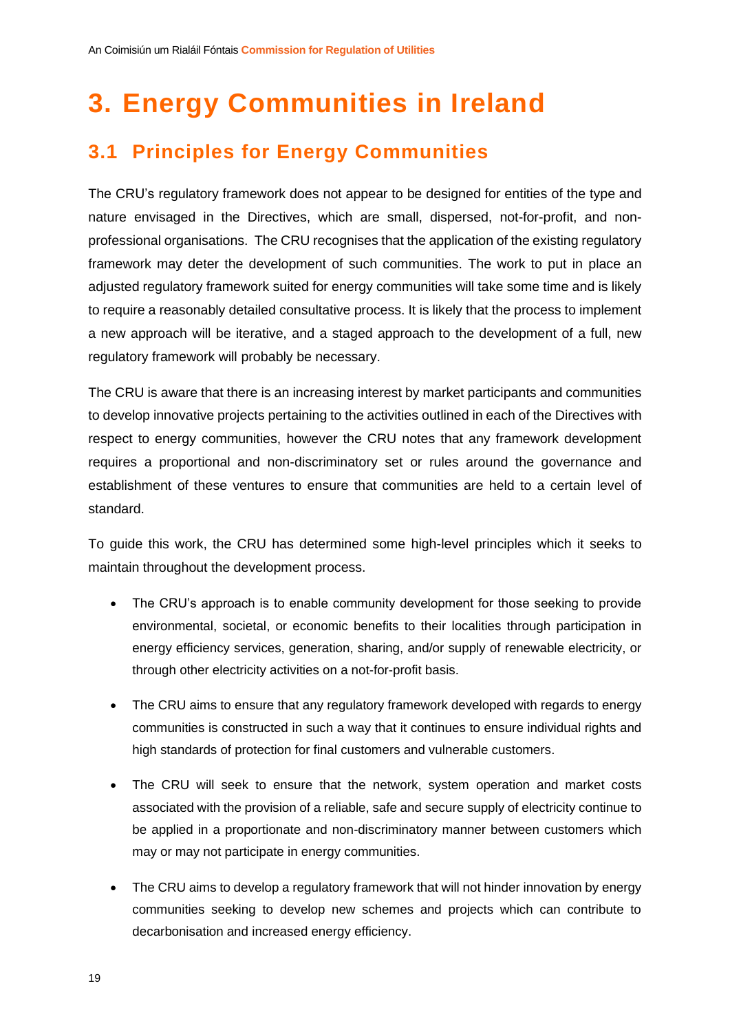# 3. Energy Communities in Ireland

## 3.1 Principles for Energy Communities

The CRU's regulatory framework does not appear to be designed for entities of the type and nature envisaged in the Directives, which are small, dispersed, not-for-profit, and non-professional organisations. The CRU recognises that the application of the existing regulatory framework may deter the development of such communities. The work to put in place an adjusted regulatory framework suited for energy communities will take some time and is likely to require a reasonably detailed consultative process. It is likely that the process to implement a new approach will be iterative, and a staged approach to the development of a full, new regulatory framework will probably be necessary.

The CRU is aware that there is an increasing interest by market participants and communities to develop innovative projects pertaining to the activities outlined in each of the Directives with respect to energy communities, however the CRU notes that any framework development requires a proportional and non-discriminatory set or rules around the governance and establishment of these ventures to ensure that communities are held to a certain level of standard.

To guide this work, the CRU has determined some high-level principles which it seeks to maintain throughout the development process.

- The CRU's approach is to enable community development for those seeking to provide environmental, societal, or economic benefits to their localities through participation in energy efficiency services, generation, sharing, and/or supply of renewable electricity, or through other electricity activities on a not-for-profit basis.
- The CRU aims to ensure that any regulatory framework developed with regards to energy communities is constructed in such a way that it continues to ensure individual rights and high standards of protection for final customers and vulnerable customers.
- The CRU will seek to ensure that the network, system operation and market costs associated with the provision of a reliable, safe and secure supply of electricity continue to be applied in a proportionate and non-discriminatory manner between customers which may or may not participate in energy communities.
- The CRU aims to develop a regulatory framework that will not hinder innovation by energy communities seeking to develop new schemes and projects which can contribute to decarbonisation and increased energy efficiency.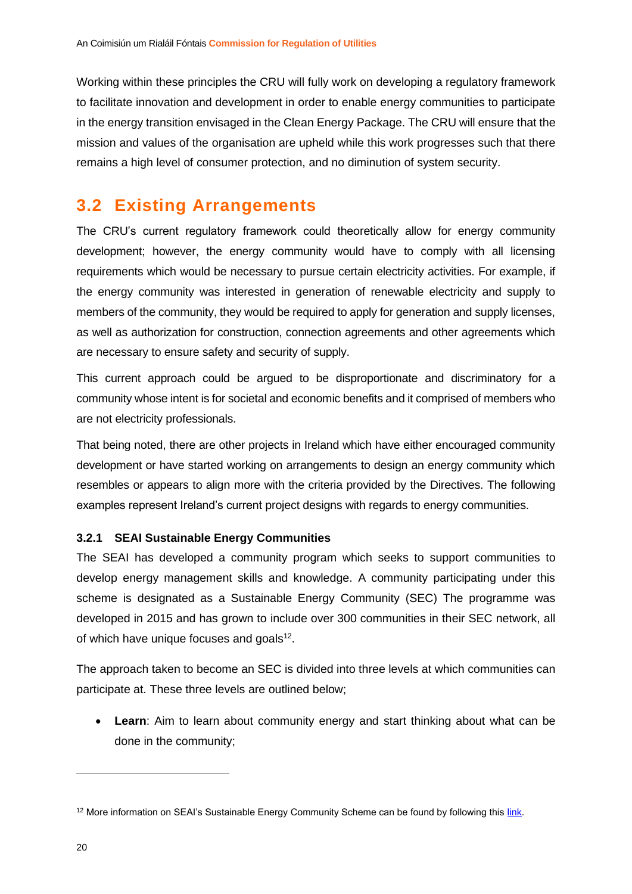Working within these principles the CRU will fully work on developing a regulatory framework to facilitate innovation and development in order to enable energy communities to participate in the energy transition envisaged in the Clean Energy Package. The CRU will ensure that the mission and values of the organisation are upheld while this work progresses such that there remains a high level of consumer protection, and no diminution of system security.

## 3.2 Existing Arrangements

The CRU's current regulatory framework could theoretically allow for energy community development; however, the energy community would have to comply with all licensing requirements which would be necessary to pursue certain electricity activities. For example, if the energy community was interested in generation of renewable electricity and supply to members of the community, they would be required to apply for generation and supply licenses, as well as authorization for construction, connection agreements and other agreements which are necessary to ensure safety and security of supply.

This current approach could be argued to be disproportionate and discriminatory for a community whose intent is for societal and economic benefits and it comprised of members who are not electricity professionals.

That being noted, there are other projects in Ireland which have either encouraged community development or have started working on arrangements to design an energy community which resembles or appears to align more with the criteria provided by the Directives. The following examples represent Ireland's current project designs with regards to energy communities.

### 3.2.1 SEAI Sustainable Energy Communities

The SEAI has developed a community program which seeks to support communities to develop energy management skills and knowledge. A community participating under this scheme is designated as a Sustainable Energy Community (SEC) The programme was developed in 2015 and has grown to include over 300 communities in their SEC network, all of which have unique focuses and goals[12].

The approach taken to become an SEC is divided into three levels at which communities can participate at. These three levels are outlined below;

- **Learn**: Aim to learn about community energy and start thinking about what can be done in the community;

[12] More information on SEAI's Sustainable Energy Community Scheme can be found by following this link.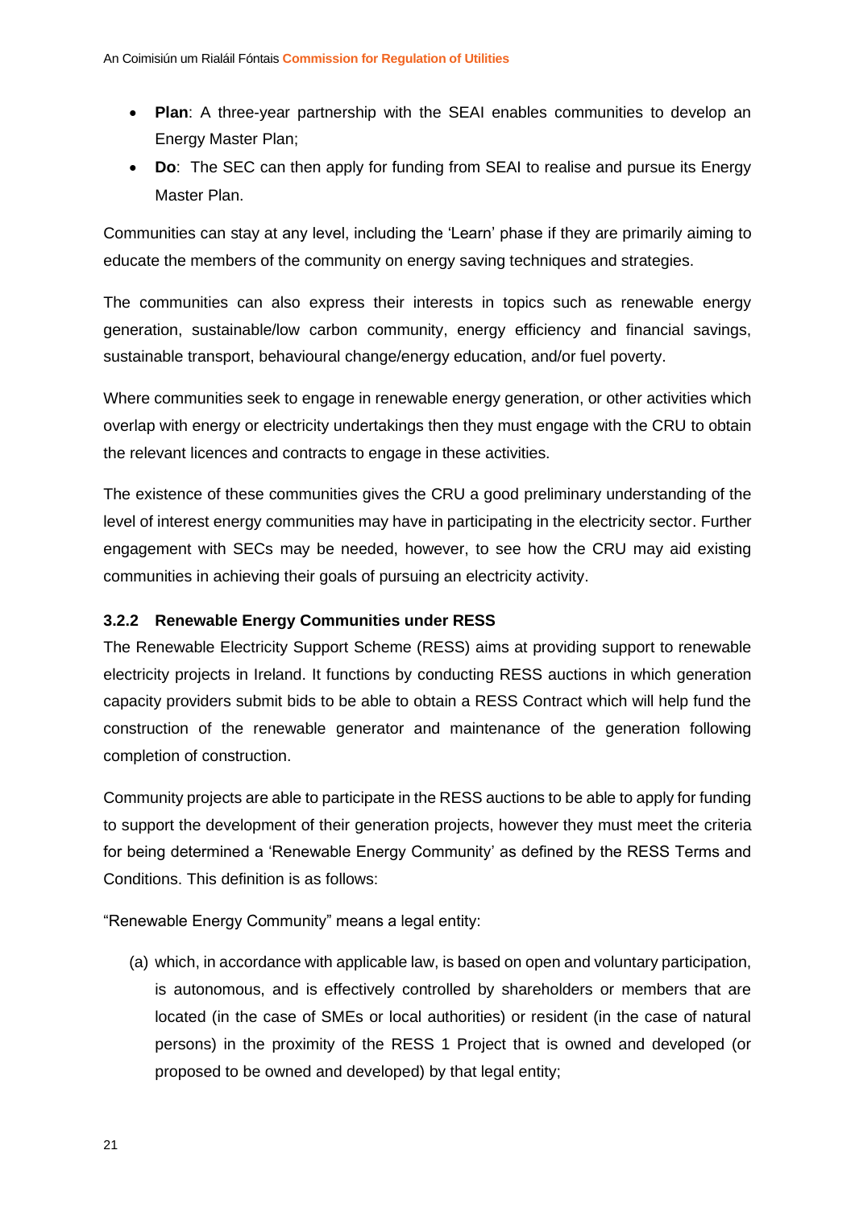- **Plan**: A three-year partnership with the SEAI enables communities to develop an Energy Master Plan;
- **Do**: The SEC can then apply for funding from SEAI to realise and pursue its Energy Master Plan.

Communities can stay at any level, including the 'Learn' phase if they are primarily aiming to educate the members of the community on energy saving techniques and strategies.

The communities can also express their interests in topics such as renewable energy generation, sustainable/low carbon community, energy efficiency and financial savings, sustainable transport, behavioural change/energy education, and/or fuel poverty.

Where communities seek to engage in renewable energy generation, or other activities which overlap with energy or electricity undertakings then they must engage with the CRU to obtain the relevant licences and contracts to engage in these activities.

The existence of these communities gives the CRU a good preliminary understanding of the level of interest energy communities may have in participating in the electricity sector. Further engagement with SECs may be needed, however, to see how the CRU may aid existing communities in achieving their goals of pursuing an electricity activity.

### 3.2.2 Renewable Energy Communities under RESS

The Renewable Electricity Support Scheme (RESS) aims at providing support to renewable electricity projects in Ireland. It functions by conducting RESS auctions in which generation capacity providers submit bids to be able to obtain a RESS Contract which will help fund the construction of the renewable generator and maintenance of the generation following completion of construction.

Community projects are able to participate in the RESS auctions to be able to apply for funding to support the development of their generation projects, however they must meet the criteria for being determined a 'Renewable Energy Community' as defined by the RESS Terms and Conditions. This definition is as follows:

"Renewable Energy Community" means a legal entity:

(a) which, in accordance with applicable law, is based on open and voluntary participation, is autonomous, and is effectively controlled by shareholders or members that are located (in the case of SMEs or local authorities) or resident (in the case of natural persons) in the proximity of the RESS 1 Project that is owned and developed (or proposed to be owned and developed) by that legal entity;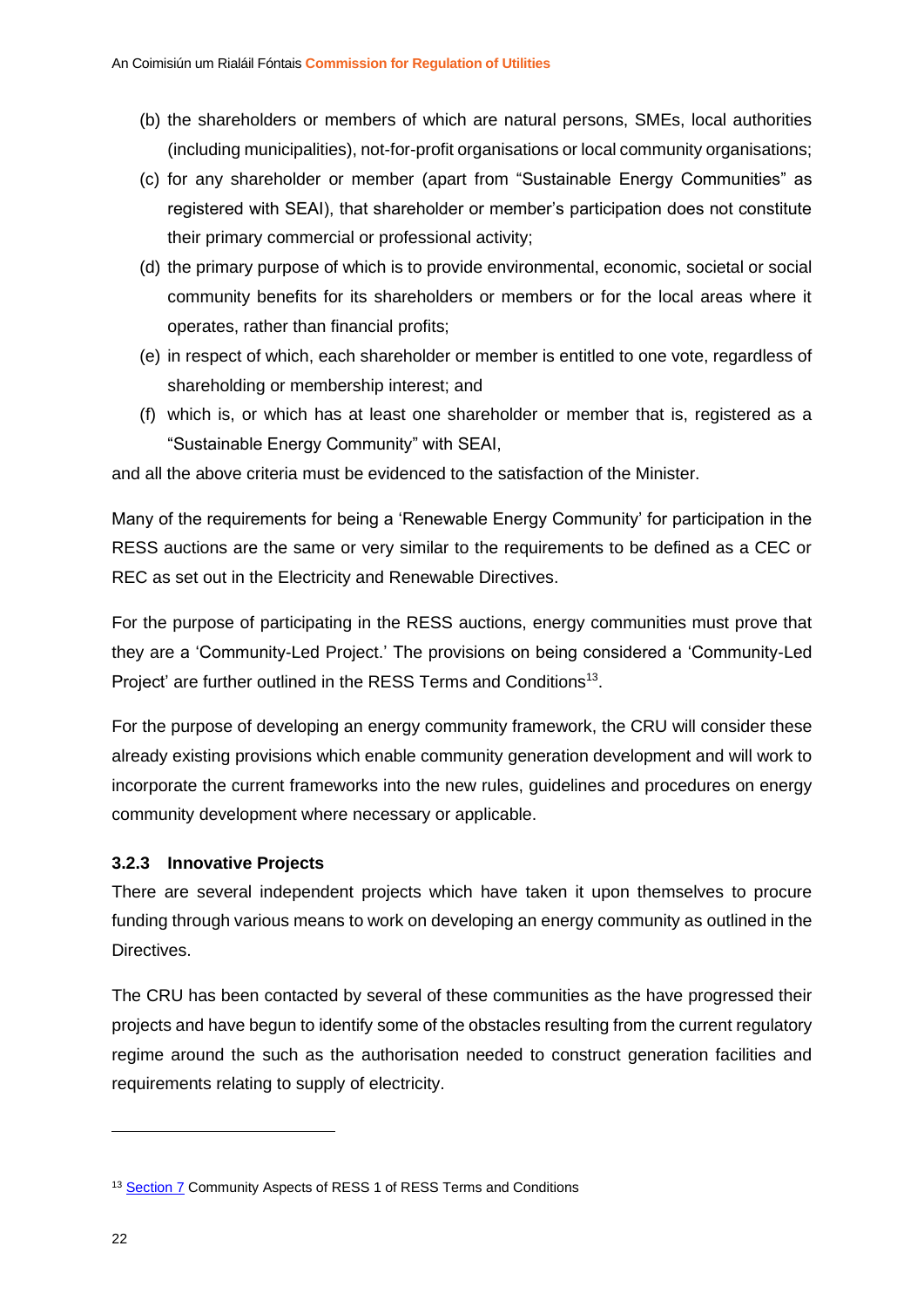(b) the shareholders or members of which are natural persons, SMEs, local authorities (including municipalities), not-for-profit organisations or local community organisations;

(c) for any shareholder or member (apart from "Sustainable Energy Communities" as registered with SEAI), that shareholder or member's participation does not constitute their primary commercial or professional activity;

(d) the primary purpose of which is to provide environmental, economic, societal or social community benefits for its shareholders or members or for the local areas where it operates, rather than financial profits;

(e) in respect of which, each shareholder or member is entitled to one vote, regardless of shareholding or membership interest; and

(f) which is, or which has at least one shareholder or member that is, registered as a "Sustainable Energy Community" with SEAI,

and all the above criteria must be evidenced to the satisfaction of the Minister.

Many of the requirements for being a 'Renewable Energy Community' for participation in the RESS auctions are the same or very similar to the requirements to be defined as a CEC or REC as set out in the Electricity and Renewable Directives.

For the purpose of participating in the RESS auctions, energy communities must prove that they are a 'Community-Led Project.' The provisions on being considered a 'Community-Led Project' are further outlined in the RESS Terms and Conditions[13].

For the purpose of developing an energy community framework, the CRU will consider these already existing provisions which enable community generation development and will work to incorporate the current frameworks into the new rules, guidelines and procedures on energy community development where necessary or applicable.

### 3.2.3 Innovative Projects

There are several independent projects which have taken it upon themselves to procure funding through various means to work on developing an energy community as outlined in the Directives.

The CRU has been contacted by several of these communities as the have progressed their projects and have begun to identify some of the obstacles resulting from the current regulatory regime around the such as the authorisation needed to construct generation facilities and requirements relating to supply of electricity.

---

[13] Section 7 Community Aspects of RESS 1 of RESS Terms and Conditions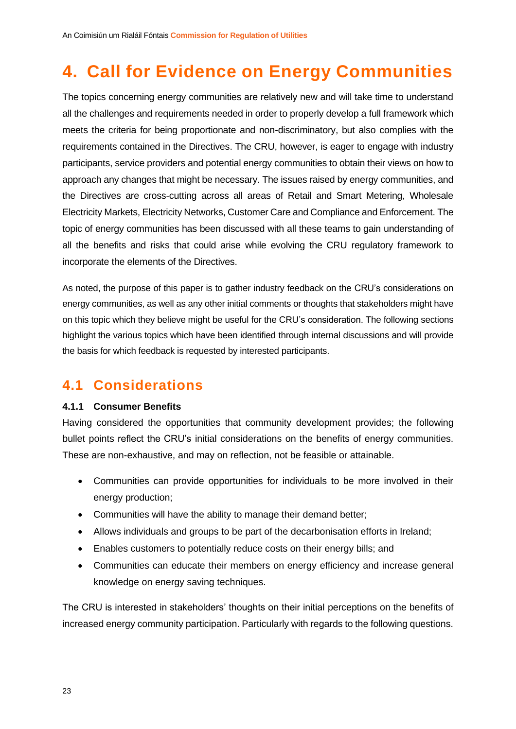# 4. Call for Evidence on Energy Communities

The topics concerning energy communities are relatively new and will take time to understand all the challenges and requirements needed in order to properly develop a full framework which meets the criteria for being proportionate and non-discriminatory, but also complies with the requirements contained in the Directives. The CRU, however, is eager to engage with industry participants, service providers and potential energy communities to obtain their views on how to approach any changes that might be necessary. The issues raised by energy communities, and the Directives are cross-cutting across all areas of Retail and Smart Metering, Wholesale Electricity Markets, Electricity Networks, Customer Care and Compliance and Enforcement. The topic of energy communities has been discussed with all these teams to gain understanding of all the benefits and risks that could arise while evolving the CRU regulatory framework to incorporate the elements of the Directives.

As noted, the purpose of this paper is to gather industry feedback on the CRU's considerations on energy communities, as well as any other initial comments or thoughts that stakeholders might have on this topic which they believe might be useful for the CRU's consideration. The following sections highlight the various topics which have been identified through internal discussions and will provide the basis for which feedback is requested by interested participants.

## 4.1 Considerations

### 4.1.1 Consumer Benefits

Having considered the opportunities that community development provides; the following bullet points reflect the CRU's initial considerations on the benefits of energy communities. These are non-exhaustive, and may on reflection, not be feasible or attainable.

- Communities can provide opportunities for individuals to be more involved in their energy production;
- Communities will have the ability to manage their demand better;
- Allows individuals and groups to be part of the decarbonisation efforts in Ireland;
- Enables customers to potentially reduce costs on their energy bills; and
- Communities can educate their members on energy efficiency and increase general knowledge on energy saving techniques.

The CRU is interested in stakeholders' thoughts on their initial perceptions on the benefits of increased energy community participation. Particularly with regards to the following questions.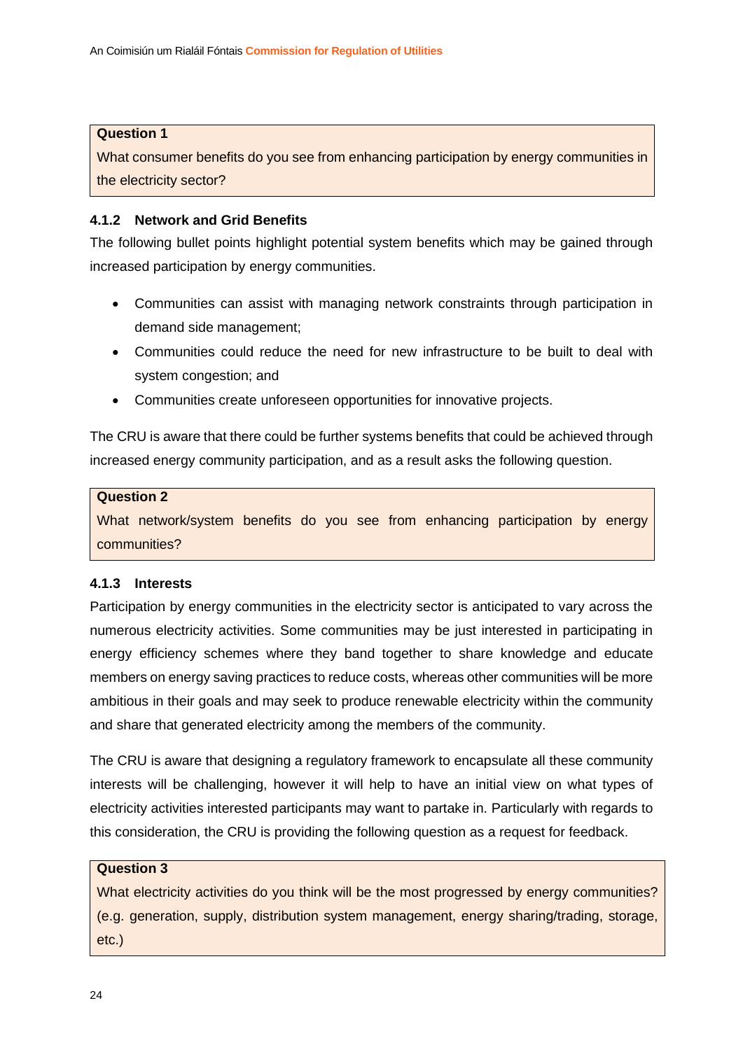**Question 1**

What consumer benefits do you see from enhancing participation by energy communities in the electricity sector?

### 4.1.2 Network and Grid Benefits

The following bullet points highlight potential system benefits which may be gained through increased participation by energy communities.

- Communities can assist with managing network constraints through participation in demand side management;
- Communities could reduce the need for new infrastructure to be built to deal with system congestion; and
- Communities create unforeseen opportunities for innovative projects.

The CRU is aware that there could be further systems benefits that could be achieved through increased energy community participation, and as a result asks the following question.

**Question 2**

What network/system benefits do you see from enhancing participation by energy communities?

### 4.1.3 Interests

Participation by energy communities in the electricity sector is anticipated to vary across the numerous electricity activities. Some communities may be just interested in participating in energy efficiency schemes where they band together to share knowledge and educate members on energy saving practices to reduce costs, whereas other communities will be more ambitious in their goals and may seek to produce renewable electricity within the community and share that generated electricity among the members of the community.

The CRU is aware that designing a regulatory framework to encapsulate all these community interests will be challenging, however it will help to have an initial view on what types of electricity activities interested participants may want to partake in. Particularly with regards to this consideration, the CRU is providing the following question as a request for feedback.

**Question 3**

What electricity activities do you think will be the most progressed by energy communities? (e.g. generation, supply, distribution system management, energy sharing/trading, storage, etc.)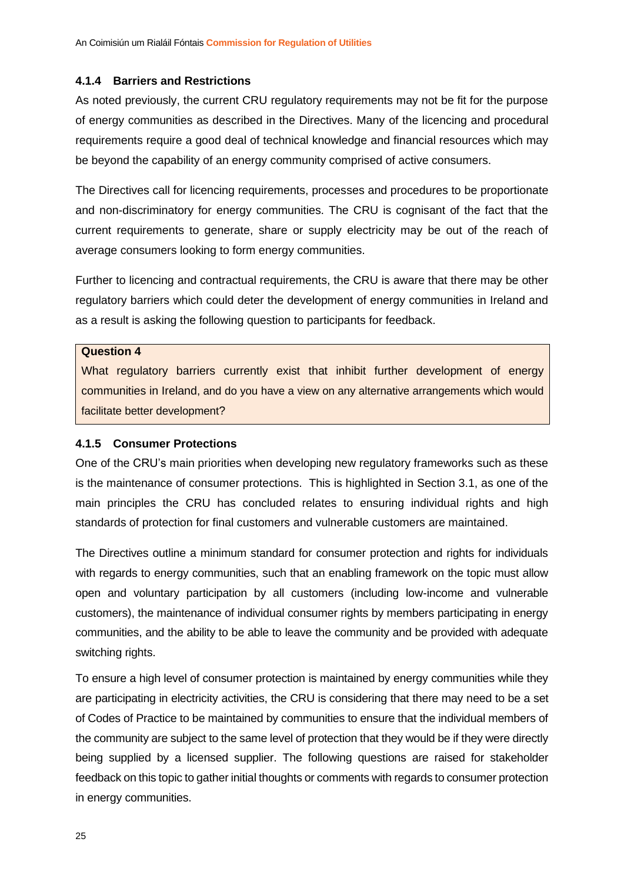#### 4.1.4 Barriers and Restrictions

As noted previously, the current CRU regulatory requirements may not be fit for the purpose of energy communities as described in the Directives. Many of the licencing and procedural requirements require a good deal of technical knowledge and financial resources which may be beyond the capability of an energy community comprised of active consumers.

The Directives call for licencing requirements, processes and procedures to be proportionate and non-discriminatory for energy communities. The CRU is cognisant of the fact that the current requirements to generate, share or supply electricity may be out of the reach of average consumers looking to form energy communities.

Further to licencing and contractual requirements, the CRU is aware that there may be other regulatory barriers which could deter the development of energy communities in Ireland and as a result is asking the following question to participants for feedback.

> **Question 4**
>
> What regulatory barriers currently exist that inhibit further development of energy communities in Ireland, and do you have a view on any alternative arrangements which would facilitate better development?

#### 4.1.5 Consumer Protections

One of the CRU's main priorities when developing new regulatory frameworks such as these is the maintenance of consumer protections. This is highlighted in Section 3.1, as one of the main principles the CRU has concluded relates to ensuring individual rights and high standards of protection for final customers and vulnerable customers are maintained.

The Directives outline a minimum standard for consumer protection and rights for individuals with regards to energy communities, such that an enabling framework on the topic must allow open and voluntary participation by all customers (including low-income and vulnerable customers), the maintenance of individual consumer rights by members participating in energy communities, and the ability to be able to leave the community and be provided with adequate switching rights.

To ensure a high level of consumer protection is maintained by energy communities while they are participating in electricity activities, the CRU is considering that there may need to be a set of Codes of Practice to be maintained by communities to ensure that the individual members of the community are subject to the same level of protection that they would be if they were directly being supplied by a licensed supplier. The following questions are raised for stakeholder feedback on this topic to gather initial thoughts or comments with regards to consumer protection in energy communities.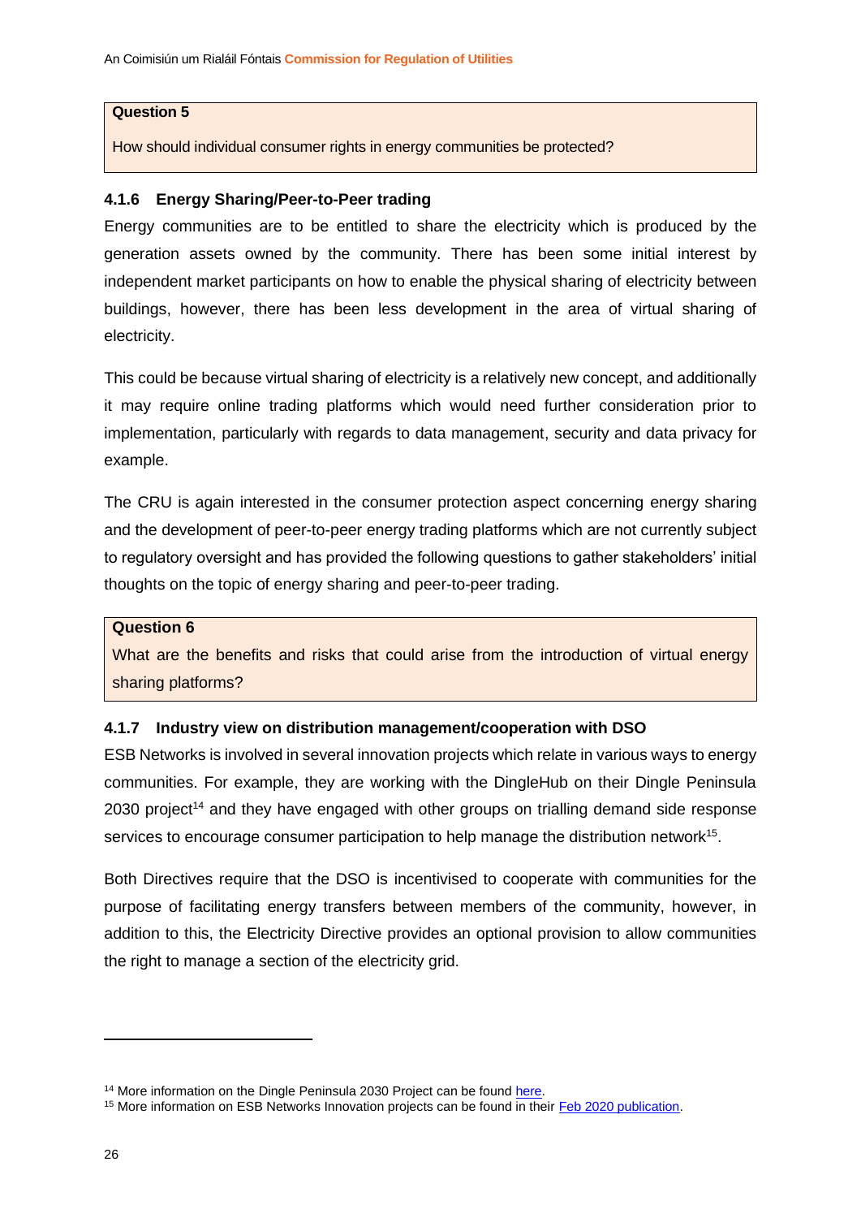**Question 5**

How should individual consumer rights in energy communities be protected?

### 4.1.6 Energy Sharing/Peer-to-Peer trading

Energy communities are to be entitled to share the electricity which is produced by the generation assets owned by the community. There has been some initial interest by independent market participants on how to enable the physical sharing of electricity between buildings, however, there has been less development in the area of virtual sharing of electricity.

This could be because virtual sharing of electricity is a relatively new concept, and additionally it may require online trading platforms which would need further consideration prior to implementation, particularly with regards to data management, security and data privacy for example.

The CRU is again interested in the consumer protection aspect concerning energy sharing and the development of peer-to-peer energy trading platforms which are not currently subject to regulatory oversight and has provided the following questions to gather stakeholders' initial thoughts on the topic of energy sharing and peer-to-peer trading.

**Question 6**

What are the benefits and risks that could arise from the introduction of virtual energy sharing platforms?

### 4.1.7 Industry view on distribution management/cooperation with DSO

ESB Networks is involved in several innovation projects which relate in various ways to energy communities. For example, they are working with the DingleHub on their Dingle Peninsula 2030 project[14] and they have engaged with other groups on trialling demand side response services to encourage consumer participation to help manage the distribution network[15].

Both Directives require that the DSO is incentivised to cooperate with communities for the purpose of facilitating energy transfers between members of the community, however, in addition to this, the Electricity Directive provides an optional provision to allow communities the right to manage a section of the electricity grid.

[14] More information on the Dingle Peninsula 2030 Project can be found here.

[15] More information on ESB Networks Innovation projects can be found in their Feb 2020 publication.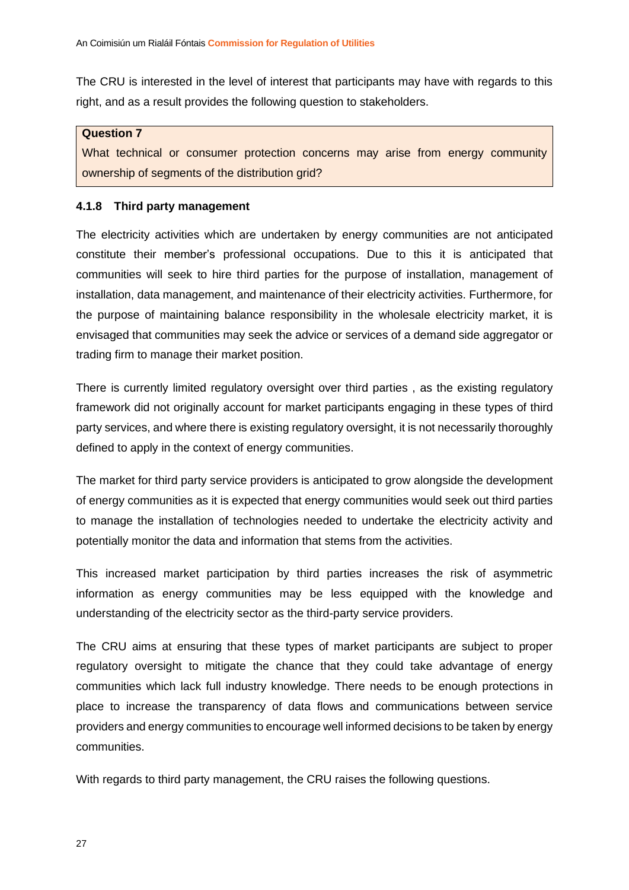The CRU is interested in the level of interest that participants may have with regards to this right, and as a result provides the following question to stakeholders.

> **Question 7**
>
> What technical or consumer protection concerns may arise from energy community ownership of segments of the distribution grid?

### 4.1.8 Third party management

The electricity activities which are undertaken by energy communities are not anticipated constitute their member's professional occupations. Due to this it is anticipated that communities will seek to hire third parties for the purpose of installation, management of installation, data management, and maintenance of their electricity activities. Furthermore, for the purpose of maintaining balance responsibility in the wholesale electricity market, it is envisaged that communities may seek the advice or services of a demand side aggregator or trading firm to manage their market position.

There is currently limited regulatory oversight over third parties , as the existing regulatory framework did not originally account for market participants engaging in these types of third party services, and where there is existing regulatory oversight, it is not necessarily thoroughly defined to apply in the context of energy communities.

The market for third party service providers is anticipated to grow alongside the development of energy communities as it is expected that energy communities would seek out third parties to manage the installation of technologies needed to undertake the electricity activity and potentially monitor the data and information that stems from the activities.

This increased market participation by third parties increases the risk of asymmetric information as energy communities may be less equipped with the knowledge and understanding of the electricity sector as the third-party service providers.

The CRU aims at ensuring that these types of market participants are subject to proper regulatory oversight to mitigate the chance that they could take advantage of energy communities which lack full industry knowledge. There needs to be enough protections in place to increase the transparency of data flows and communications between service providers and energy communities to encourage well informed decisions to be taken by energy communities.

With regards to third party management, the CRU raises the following questions.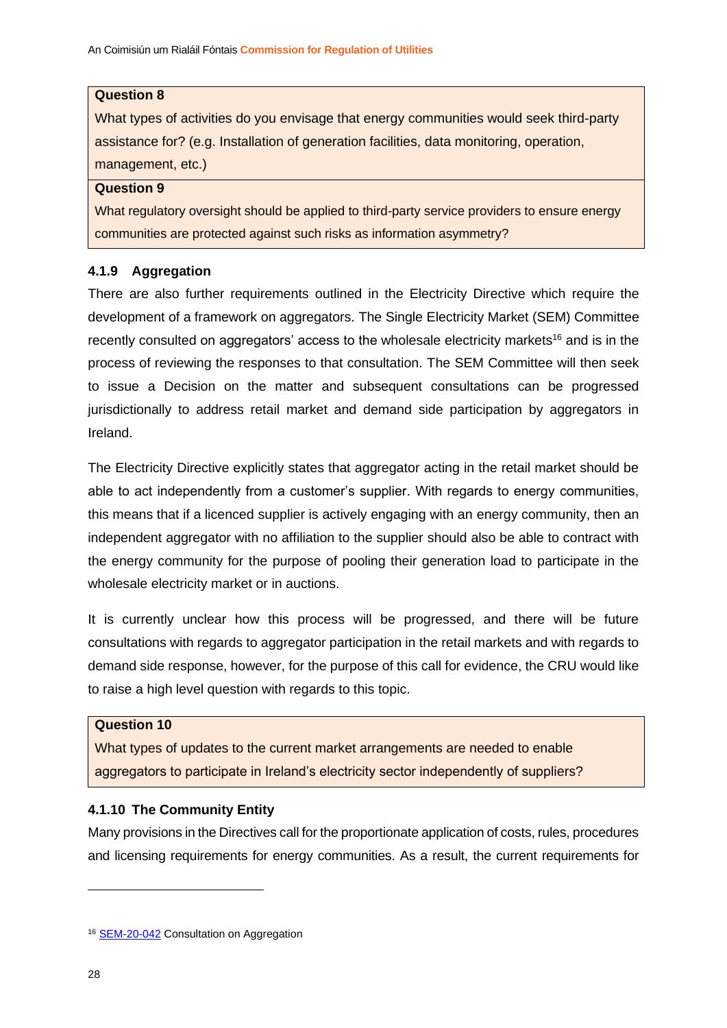**Question 8**

What types of activities do you envisage that energy communities would seek third-party assistance for? (e.g. Installation of generation facilities, data monitoring, operation, management, etc.)

**Question 9**

What regulatory oversight should be applied to third-party service providers to ensure energy communities are protected against such risks as information asymmetry?

### 4.1.9 Aggregation

There are also further requirements outlined in the Electricity Directive which require the development of a framework on aggregators. The Single Electricity Market (SEM) Committee recently consulted on aggregators' access to the wholesale electricity markets[16] and is in the process of reviewing the responses to that consultation. The SEM Committee will then seek to issue a Decision on the matter and subsequent consultations can be progressed jurisdictionally to address retail market and demand side participation by aggregators in Ireland.

The Electricity Directive explicitly states that aggregator acting in the retail market should be able to act independently from a customer's supplier. With regards to energy communities, this means that if a licenced supplier is actively engaging with an energy community, then an independent aggregator with no affiliation to the supplier should also be able to contract with the energy community for the purpose of pooling their generation load to participate in the wholesale electricity market or in auctions.

It is currently unclear how this process will be progressed, and there will be future consultations with regards to aggregator participation in the retail markets and with regards to demand side response, however, for the purpose of this call for evidence, the CRU would like to raise a high level question with regards to this topic.

**Question 10**

What types of updates to the current market arrangements are needed to enable aggregators to participate in Ireland's electricity sector independently of suppliers?

### 4.1.10 The Community Entity

Many provisions in the Directives call for the proportionate application of costs, rules, procedures and licensing requirements for energy communities. As a result, the current requirements for

[16] SEM-20-042 Consultation on Aggregation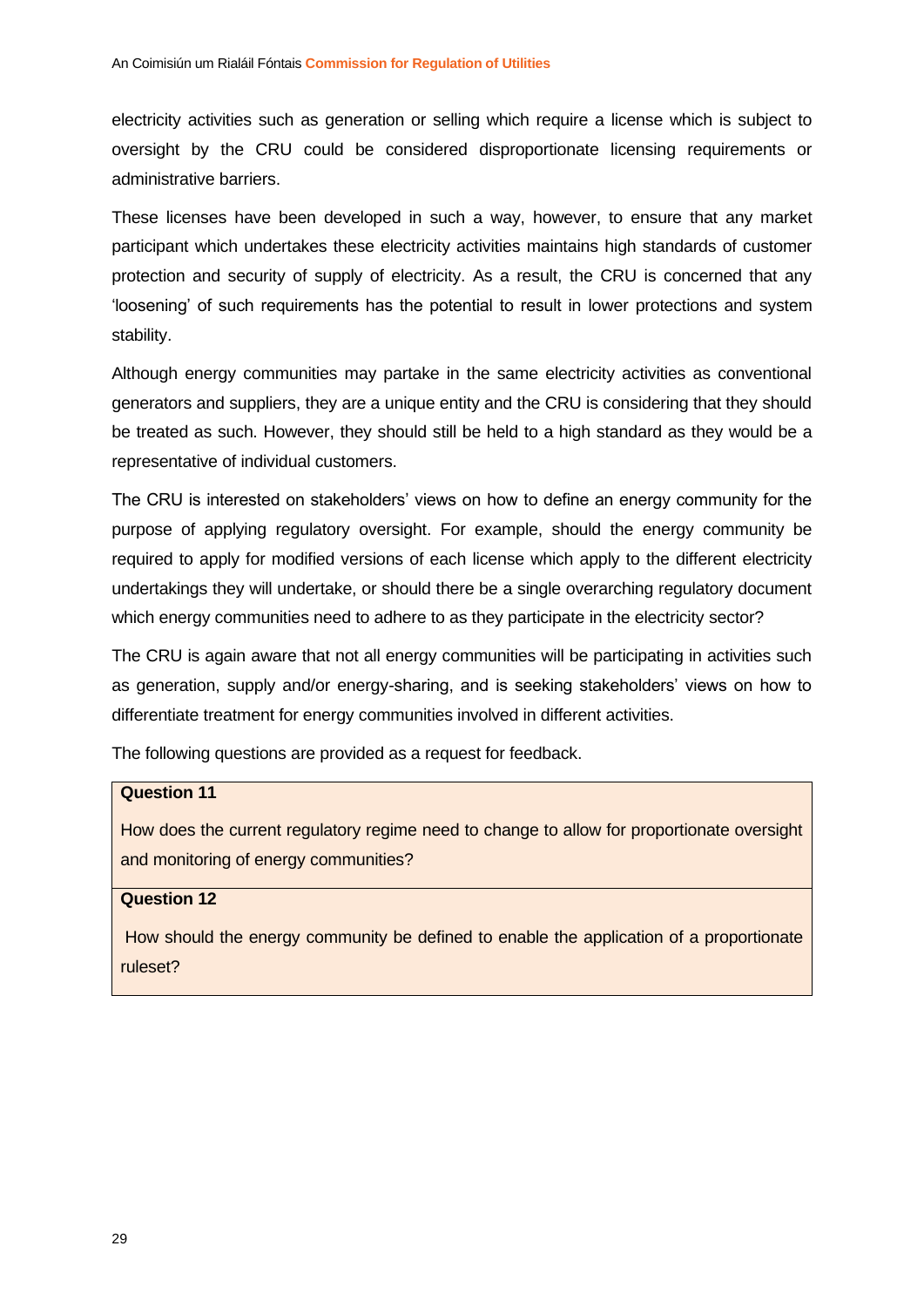electricity activities such as generation or selling which require a license which is subject to oversight by the CRU could be considered disproportionate licensing requirements or administrative barriers.

These licenses have been developed in such a way, however, to ensure that any market participant which undertakes these electricity activities maintains high standards of customer protection and security of supply of electricity. As a result, the CRU is concerned that any 'loosening' of such requirements has the potential to result in lower protections and system stability.

Although energy communities may partake in the same electricity activities as conventional generators and suppliers, they are a unique entity and the CRU is considering that they should be treated as such. However, they should still be held to a high standard as they would be a representative of individual customers.

The CRU is interested on stakeholders' views on how to define an energy community for the purpose of applying regulatory oversight. For example, should the energy community be required to apply for modified versions of each license which apply to the different electricity undertakings they will undertake, or should there be a single overarching regulatory document which energy communities need to adhere to as they participate in the electricity sector?

The CRU is again aware that not all energy communities will be participating in activities such as generation, supply and/or energy-sharing, and is seeking stakeholders' views on how to differentiate treatment for energy communities involved in different activities.

The following questions are provided as a request for feedback.

**Question 11**

How does the current regulatory regime need to change to allow for proportionate oversight and monitoring of energy communities?

**Question 12**

How should the energy community be defined to enable the application of a proportionate ruleset?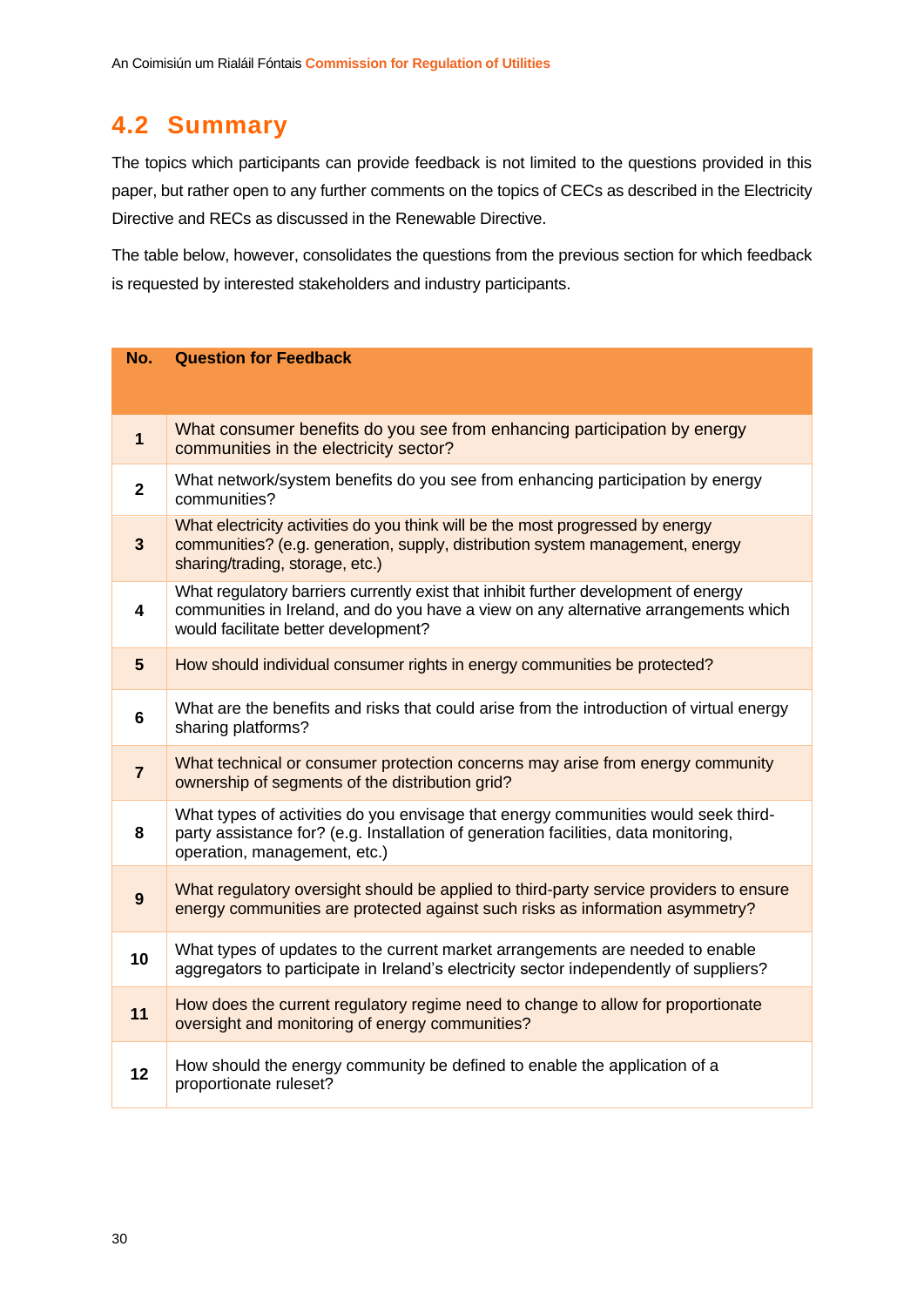## 4.2 Summary

The topics which participants can provide feedback is not limited to the questions provided in this paper, but rather open to any further comments on the topics of CECs as described in the Electricity Directive and RECs as discussed in the Renewable Directive.

The table below, however, consolidates the questions from the previous section for which feedback is requested by interested stakeholders and industry participants.

| No. | Question for Feedback |
|---|---|
| 1 | What consumer benefits do you see from enhancing participation by energy communities in the electricity sector? |
| 2 | What network/system benefits do you see from enhancing participation by energy communities? |
| 3 | What electricity activities do you think will be the most progressed by energy communities? (e.g. generation, supply, distribution system management, energy sharing/trading, storage, etc.) |
| 4 | What regulatory barriers currently exist that inhibit further development of energy communities in Ireland, and do you have a view on any alternative arrangements which would facilitate better development? |
| 5 | How should individual consumer rights in energy communities be protected? |
| 6 | What are the benefits and risks that could arise from the introduction of virtual energy sharing platforms? |
| 7 | What technical or consumer protection concerns may arise from energy community ownership of segments of the distribution grid? |
| 8 | What types of activities do you envisage that energy communities would seek third-party assistance for? (e.g. Installation of generation facilities, data monitoring, operation, management, etc.) |
| 9 | What regulatory oversight should be applied to third-party service providers to ensure energy communities are protected against such risks as information asymmetry? |
| 10 | What types of updates to the current market arrangements are needed to enable aggregators to participate in Ireland's electricity sector independently of suppliers? |
| 11 | How does the current regulatory regime need to change to allow for proportionate oversight and monitoring of energy communities? |
| 12 | How should the energy community be defined to enable the application of a proportionate ruleset? |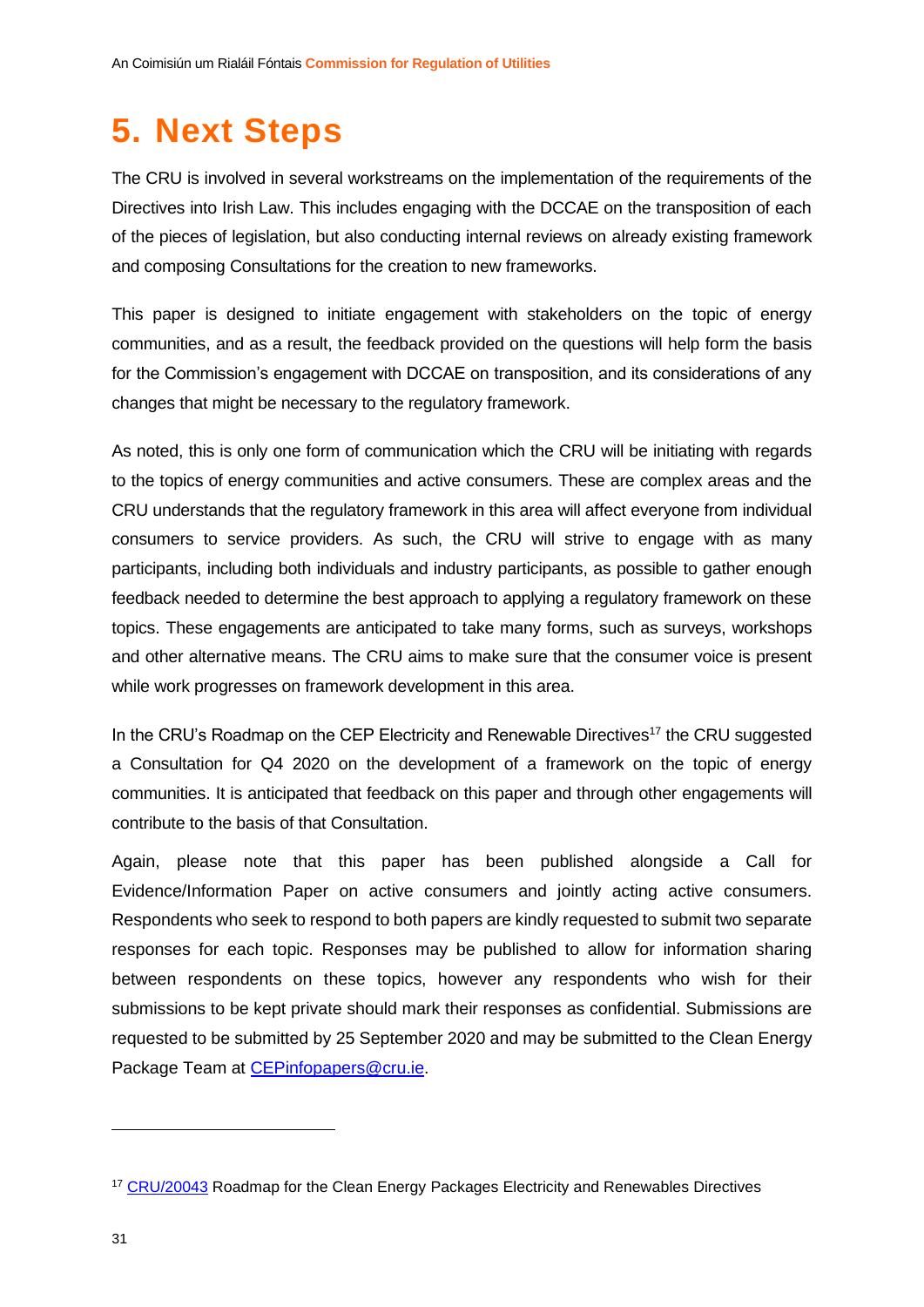# 5. Next Steps

The CRU is involved in several workstreams on the implementation of the requirements of the Directives into Irish Law. This includes engaging with the DCCAE on the transposition of each of the pieces of legislation, but also conducting internal reviews on already existing framework and composing Consultations for the creation to new frameworks.

This paper is designed to initiate engagement with stakeholders on the topic of energy communities, and as a result, the feedback provided on the questions will help form the basis for the Commission's engagement with DCCAE on transposition, and its considerations of any changes that might be necessary to the regulatory framework.

As noted, this is only one form of communication which the CRU will be initiating with regards to the topics of energy communities and active consumers. These are complex areas and the CRU understands that the regulatory framework in this area will affect everyone from individual consumers to service providers. As such, the CRU will strive to engage with as many participants, including both individuals and industry participants, as possible to gather enough feedback needed to determine the best approach to applying a regulatory framework on these topics. These engagements are anticipated to take many forms, such as surveys, workshops and other alternative means. The CRU aims to make sure that the consumer voice is present while work progresses on framework development in this area.

In the CRU's Roadmap on the CEP Electricity and Renewable Directives[17] the CRU suggested a Consultation for Q4 2020 on the development of a framework on the topic of energy communities. It is anticipated that feedback on this paper and through other engagements will contribute to the basis of that Consultation.

Again, please note that this paper has been published alongside a Call for Evidence/Information Paper on active consumers and jointly acting active consumers. Respondents who seek to respond to both papers are kindly requested to submit two separate responses for each topic. Responses may be published to allow for information sharing between respondents on these topics, however any respondents who wish for their submissions to be kept private should mark their responses as confidential. Submissions are requested to be submitted by 25 September 2020 and may be submitted to the Clean Energy Package Team at CEPinfopapers@cru.ie.

---

[17] CRU/20043 Roadmap for the Clean Energy Packages Electricity and Renewables Directives